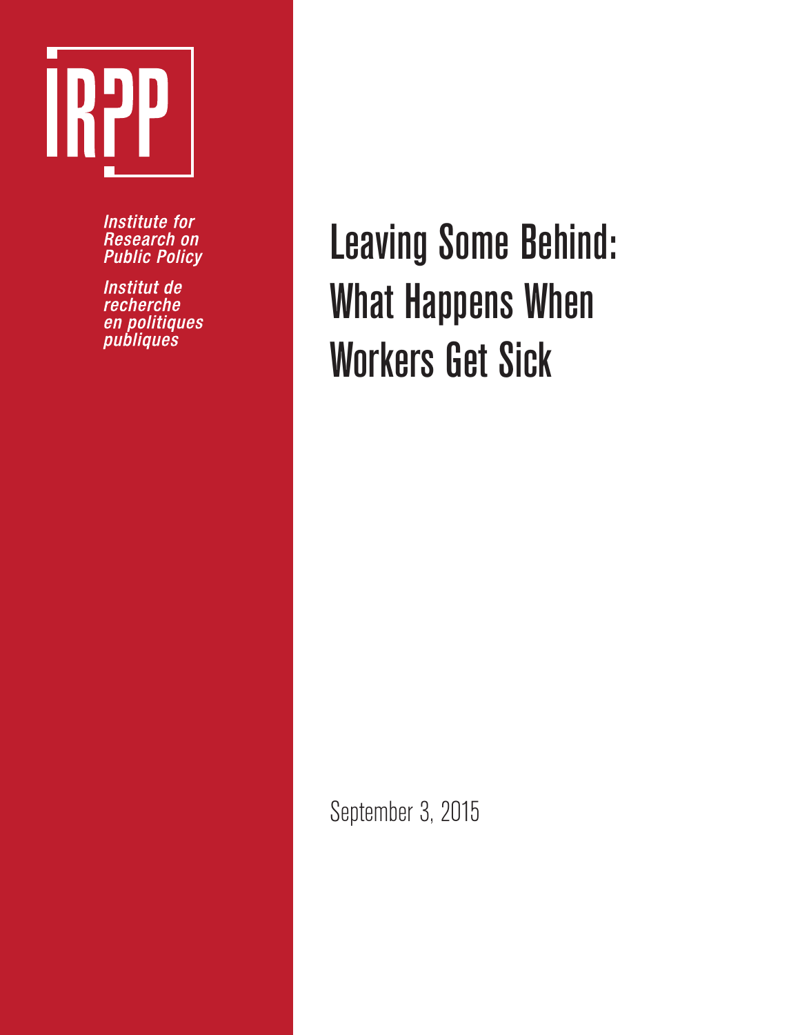IRPP

*Institute for Research on Public Policy*

*Institut de recherche en politiques publiques*

# Leaving Some Behind: What Happens When Workers Get Sick

September 3, 2015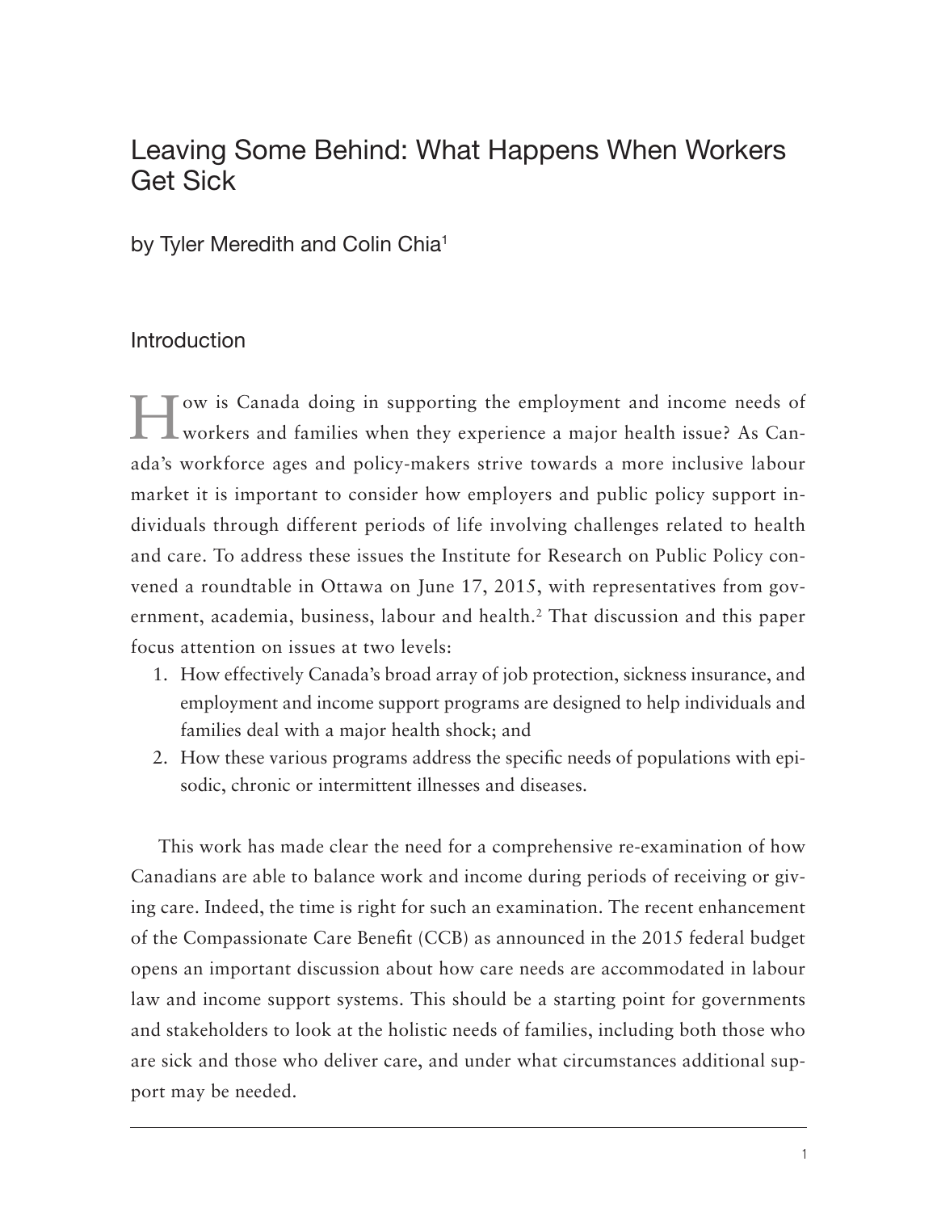# Leaving Some Behind: What Happens When Workers Get Sick

by Tyler Meredith and Colin Chia[1]

## Introduction

How is Canada doing in supporting the employment and income needs of workers and families when they experience a major health issue? As Canada's workforce ages and policy-makers strive towards a more inclusive labour market it is important to consider how employers and public policy support individuals through different periods of life involving challenges related to health and care. To address these issues the Institute for Research on Public Policy convened a roundtable in Ottawa on June 17, 2015, with representatives from government, academia, business, labour and health.[2] That discussion and this paper focus attention on issues at two levels:

1. How effectively Canada's broad array of job protection, sickness insurance, and employment and income support programs are designed to help individuals and families deal with a major health shock; and
2. How these various programs address the specific needs of populations with episodic, chronic or intermittent illnesses and diseases.

This work has made clear the need for a comprehensive re-examination of how Canadians are able to balance work and income during periods of receiving or giving care. Indeed, the time is right for such an examination. The recent enhancement of the Compassionate Care Benefit (CCB) as announced in the 2015 federal budget opens an important discussion about how care needs are accommodated in labour law and income support systems. This should be a starting point for governments and stakeholders to look at the holistic needs of families, including both those who are sick and those who deliver care, and under what circumstances additional support may be needed.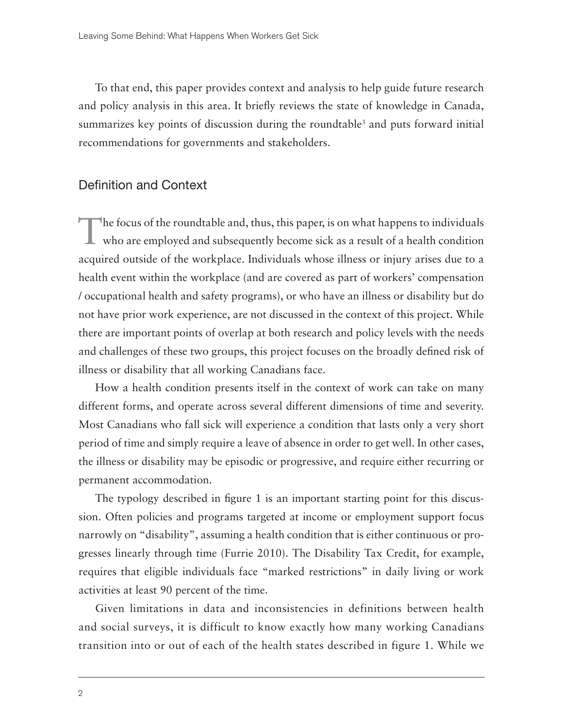To that end, this paper provides context and analysis to help guide future research and policy analysis in this area. It briefly reviews the state of knowledge in Canada, summarizes key points of discussion during the roundtable[3] and puts forward initial recommendations for governments and stakeholders.

## Definition and Context

The focus of the roundtable and, thus, this paper, is on what happens to individuals who are employed and subsequently become sick as a result of a health condition acquired outside of the workplace. Individuals whose illness or injury arises due to a health event within the workplace (and are covered as part of workers' compensation / occupational health and safety programs), or who have an illness or disability but do not have prior work experience, are not discussed in the context of this project. While there are important points of overlap at both research and policy levels with the needs and challenges of these two groups, this project focuses on the broadly defined risk of illness or disability that all working Canadians face.

How a health condition presents itself in the context of work can take on many different forms, and operate across several different dimensions of time and severity. Most Canadians who fall sick will experience a condition that lasts only a very short period of time and simply require a leave of absence in order to get well. In other cases, the illness or disability may be episodic or progressive, and require either recurring or permanent accommodation.

The typology described in figure 1 is an important starting point for this discussion. Often policies and programs targeted at income or employment support focus narrowly on "disability", assuming a health condition that is either continuous or progresses linearly through time (Furrie 2010). The Disability Tax Credit, for example, requires that eligible individuals face "marked restrictions" in daily living or work activities at least 90 percent of the time.

Given limitations in data and inconsistencies in definitions between health and social surveys, it is difficult to know exactly how many working Canadians transition into or out of each of the health states described in figure 1. While we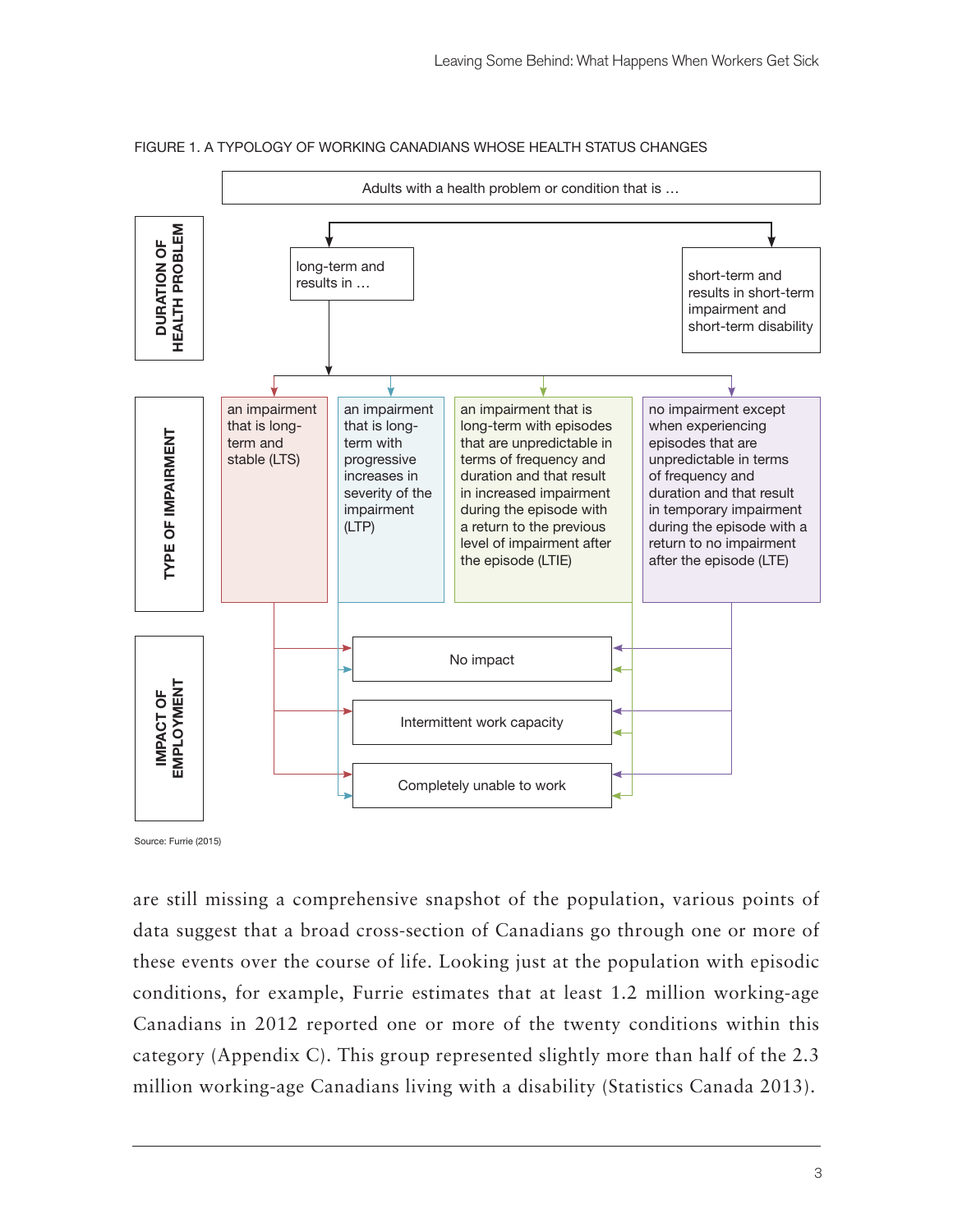FIGURE 1. A TYPOLOGY OF WORKING CANADIANS WHOSE HEALTH STATUS CHANGES

**DURATION OF HEALTH PROBLEM**

Adults with a health problem or condition that is …

- long-term and results in …
- short-term and results in short-term impairment and short-term disability

**TYPE OF IMPAIRMENT**

- an impairment that is long-term and stable (LTS)
- an impairment that is long-term with progressive increases in severity of the impairment (LTP)
- an impairment that is long-term with episodes that are unpredictable in terms of frequency and duration and that result in increased impairment during the episode with a return to the previous level of impairment after the episode (LTIE)
- no impairment except when experiencing episodes that are unpredictable in terms of frequency and duration and that result in temporary impairment during the episode with a return to no impairment after the episode (LTE)

**IMPACT OF EMPLOYMENT**

- No impact
- Intermittent work capacity
- Completely unable to work

Source: Furrie (2015)

are still missing a comprehensive snapshot of the population, various points of data suggest that a broad cross-section of Canadians go through one or more of these events over the course of life. Looking just at the population with episodic conditions, for example, Furrie estimates that at least 1.2 million working-age Canadians in 2012 reported one or more of the twenty conditions within this category (Appendix C). This group represented slightly more than half of the 2.3 million working-age Canadians living with a disability (Statistics Canada 2013).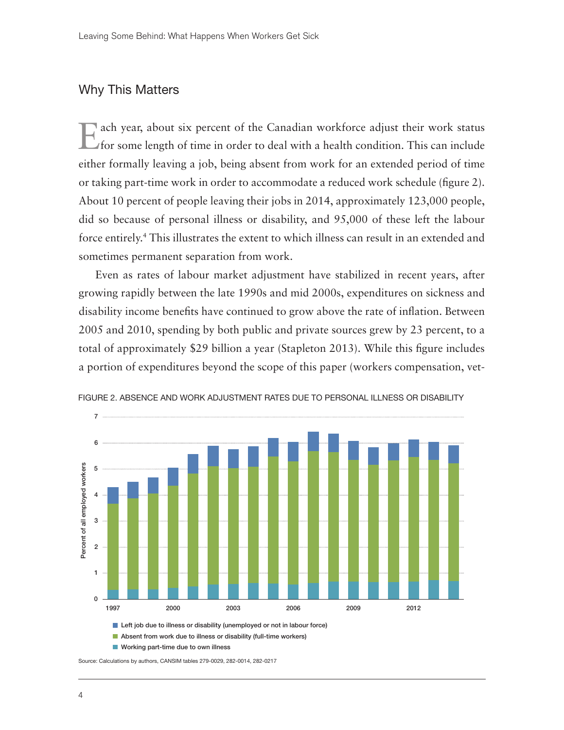## Why This Matters

Each year, about six percent of the Canadian workforce adjust their work status for some length of time in order to deal with a health condition. This can include either formally leaving a job, being absent from work for an extended period of time or taking part-time work in order to accommodate a reduced work schedule (figure 2). About 10 percent of people leaving their jobs in 2014, approximately 123,000 people, did so because of personal illness or disability, and 95,000 of these left the labour force entirely.[4] This illustrates the extent to which illness can result in an extended and sometimes permanent separation from work.

Even as rates of labour market adjustment have stabilized in recent years, after growing rapidly between the late 1990s and mid 2000s, expenditures on sickness and disability income benefits have continued to grow above the rate of inflation. Between 2005 and 2010, spending by both public and private sources grew by 23 percent, to a total of approximately $29 billion a year (Stapleton 2013). While this figure includes a portion of expenditures beyond the scope of this paper (workers compensation, vet-

FIGURE 2. ABSENCE AND WORK ADJUSTMENT RATES DUE TO PERSONAL ILLNESS OR DISABILITY

- Left job due to illness or disability (unemployed or not in labour force)
- Absent from work due to illness or disability (full-time workers)
- Working part-time due to own illness

Source: Calculations by authors, CANSIM tables 279-0029, 282-0014, 282-0217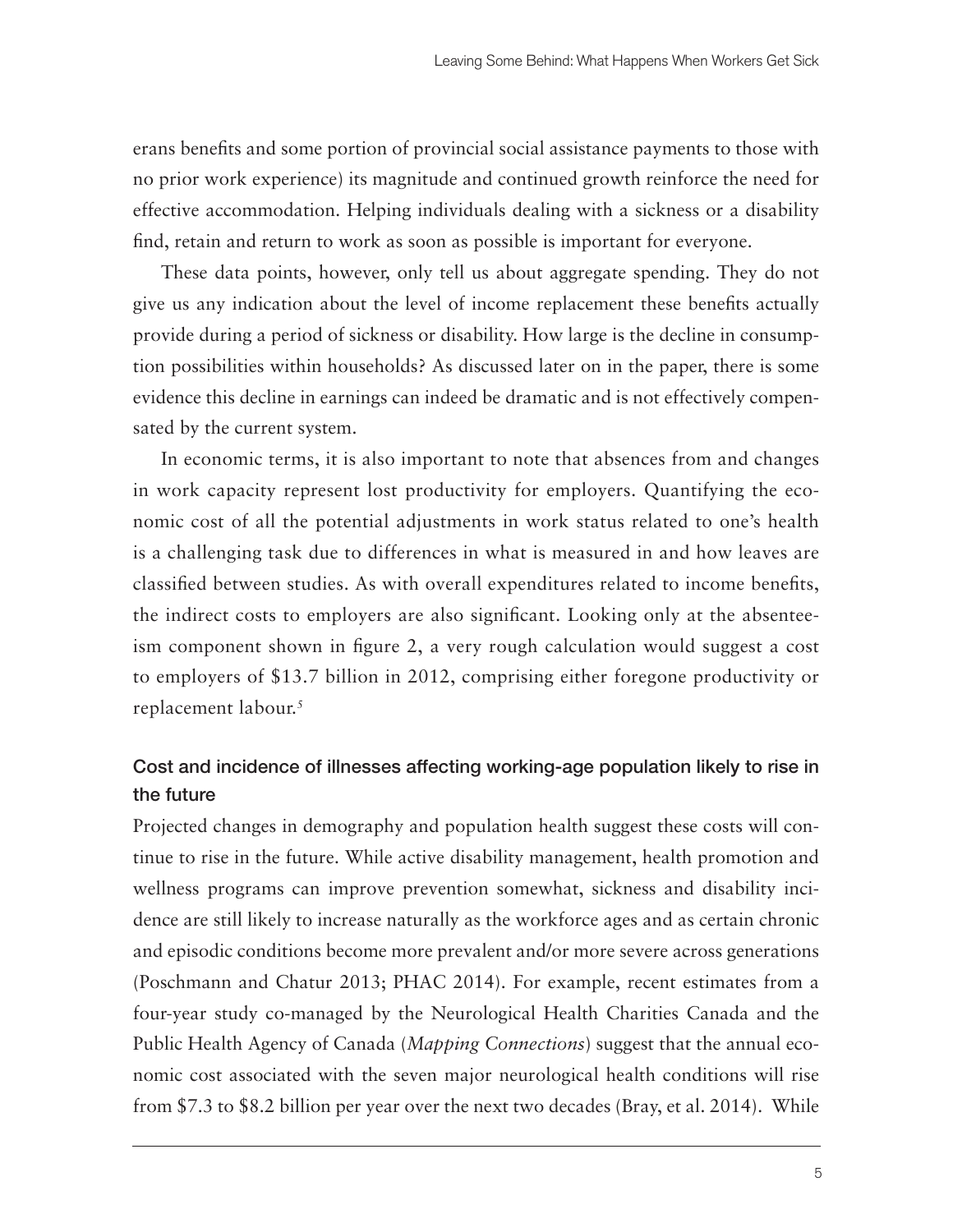erans benefits and some portion of provincial social assistance payments to those with no prior work experience) its magnitude and continued growth reinforce the need for effective accommodation. Helping individuals dealing with a sickness or a disability find, retain and return to work as soon as possible is important for everyone.

These data points, however, only tell us about aggregate spending. They do not give us any indication about the level of income replacement these benefits actually provide during a period of sickness or disability. How large is the decline in consumption possibilities within households? As discussed later on in the paper, there is some evidence this decline in earnings can indeed be dramatic and is not effectively compensated by the current system.

In economic terms, it is also important to note that absences from and changes in work capacity represent lost productivity for employers. Quantifying the economic cost of all the potential adjustments in work status related to one's health is a challenging task due to differences in what is measured in and how leaves are classified between studies. As with overall expenditures related to income benefits, the indirect costs to employers are also significant. Looking only at the absenteeism component shown in figure 2, a very rough calculation would suggest a cost to employers of $13.7 billion in 2012, comprising either foregone productivity or replacement labour.[5]

### Cost and incidence of illnesses affecting working-age population likely to rise in the future

Projected changes in demography and population health suggest these costs will continue to rise in the future. While active disability management, health promotion and wellness programs can improve prevention somewhat, sickness and disability incidence are still likely to increase naturally as the workforce ages and as certain chronic and episodic conditions become more prevalent and/or more severe across generations (Poschmann and Chatur 2013; PHAC 2014). For example, recent estimates from a four-year study co-managed by the Neurological Health Charities Canada and the Public Health Agency of Canada (*Mapping Connections*) suggest that the annual economic cost associated with the seven major neurological health conditions will rise from $7.3 to $8.2 billion per year over the next two decades (Bray, et al. 2014). While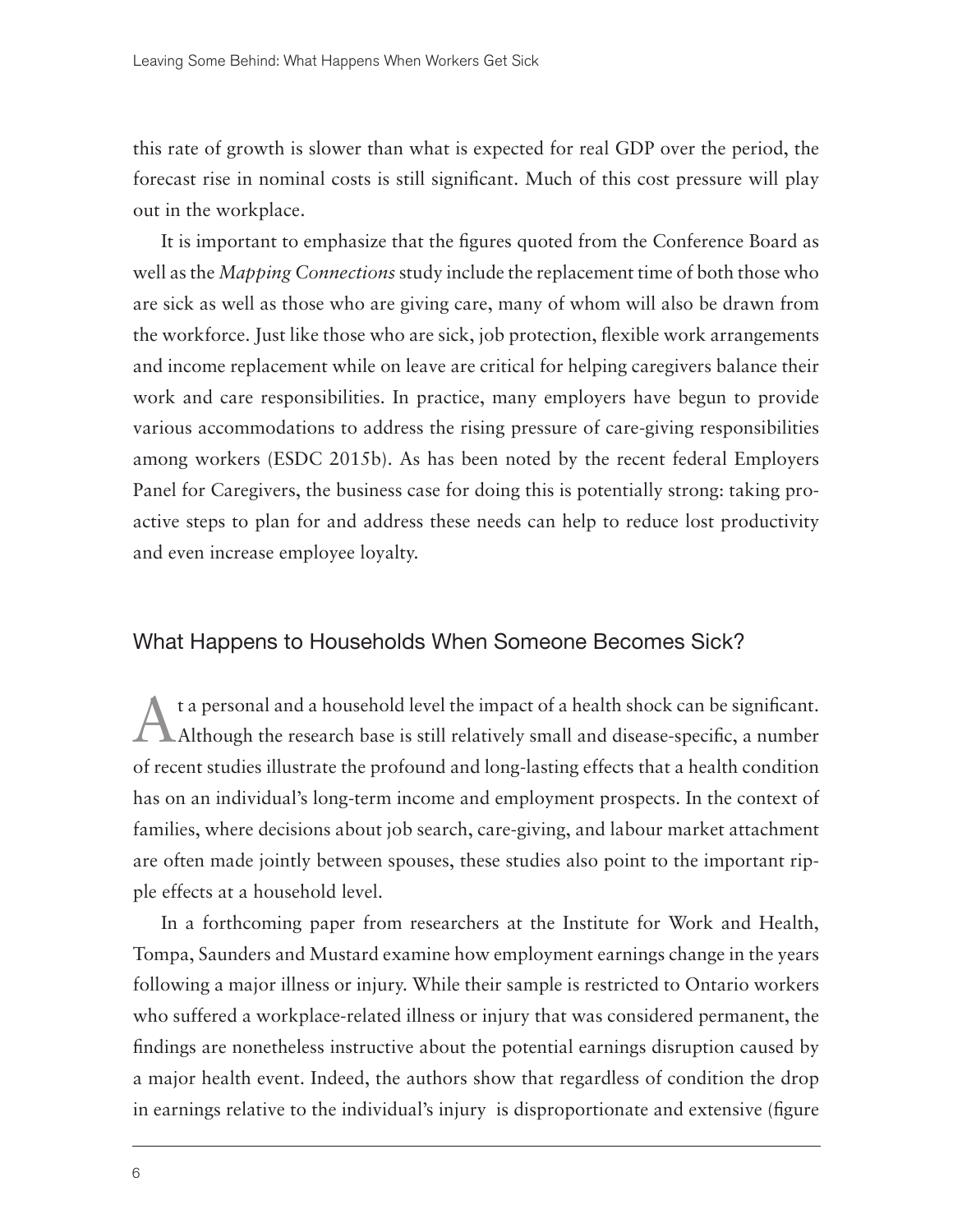this rate of growth is slower than what is expected for real GDP over the period, the forecast rise in nominal costs is still significant. Much of this cost pressure will play out in the workplace.

It is important to emphasize that the figures quoted from the Conference Board as well as the *Mapping Connections* study include the replacement time of both those who are sick as well as those who are giving care, many of whom will also be drawn from the workforce. Just like those who are sick, job protection, flexible work arrangements and income replacement while on leave are critical for helping caregivers balance their work and care responsibilities. In practice, many employers have begun to provide various accommodations to address the rising pressure of care-giving responsibilities among workers (ESDC 2015b). As has been noted by the recent federal Employers Panel for Caregivers, the business case for doing this is potentially strong: taking pro-active steps to plan for and address these needs can help to reduce lost productivity and even increase employee loyalty.

## What Happens to Households When Someone Becomes Sick?

At a personal and a household level the impact of a health shock can be significant. Although the research base is still relatively small and disease-specific, a number of recent studies illustrate the profound and long-lasting effects that a health condition has on an individual's long-term income and employment prospects. In the context of families, where decisions about job search, care-giving, and labour market attachment are often made jointly between spouses, these studies also point to the important ripple effects at a household level.

In a forthcoming paper from researchers at the Institute for Work and Health, Tompa, Saunders and Mustard examine how employment earnings change in the years following a major illness or injury. While their sample is restricted to Ontario workers who suffered a workplace-related illness or injury that was considered permanent, the findings are nonetheless instructive about the potential earnings disruption caused by a major health event. Indeed, the authors show that regardless of condition the drop in earnings relative to the individual's injury is disproportionate and extensive (figure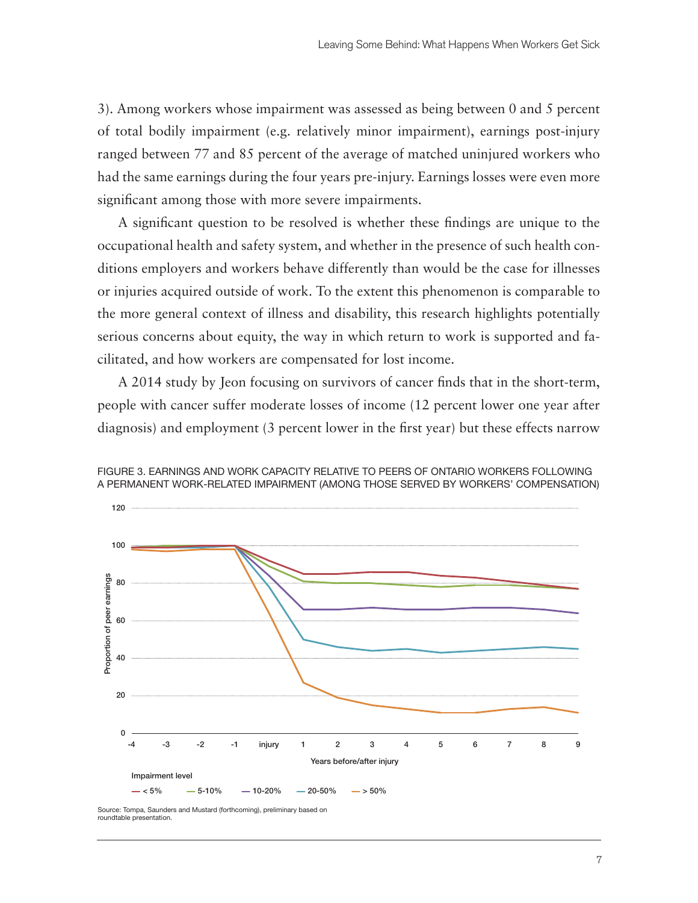3). Among workers whose impairment was assessed as being between 0 and 5 percent of total bodily impairment (e.g. relatively minor impairment), earnings post-injury ranged between 77 and 85 percent of the average of matched uninjured workers who had the same earnings during the four years pre-injury. Earnings losses were even more significant among those with more severe impairments.

A significant question to be resolved is whether these findings are unique to the occupational health and safety system, and whether in the presence of such health conditions employers and workers behave differently than would be the case for illnesses or injuries acquired outside of work. To the extent this phenomenon is comparable to the more general context of illness and disability, this research highlights potentially serious concerns about equity, the way in which return to work is supported and facilitated, and how workers are compensated for lost income.

A 2014 study by Jeon focusing on survivors of cancer finds that in the short-term, people with cancer suffer moderate losses of income (12 percent lower one year after diagnosis) and employment (3 percent lower in the first year) but these effects narrow

FIGURE 3. EARNINGS AND WORK CAPACITY RELATIVE TO PEERS OF ONTARIO WORKERS FOLLOWING A PERMANENT WORK-RELATED IMPAIRMENT (AMONG THOSE SERVED BY WORKERS' COMPENSATION)

Source: Tompa, Saunders and Mustard (forthcoming), preliminary based on roundtable presentation.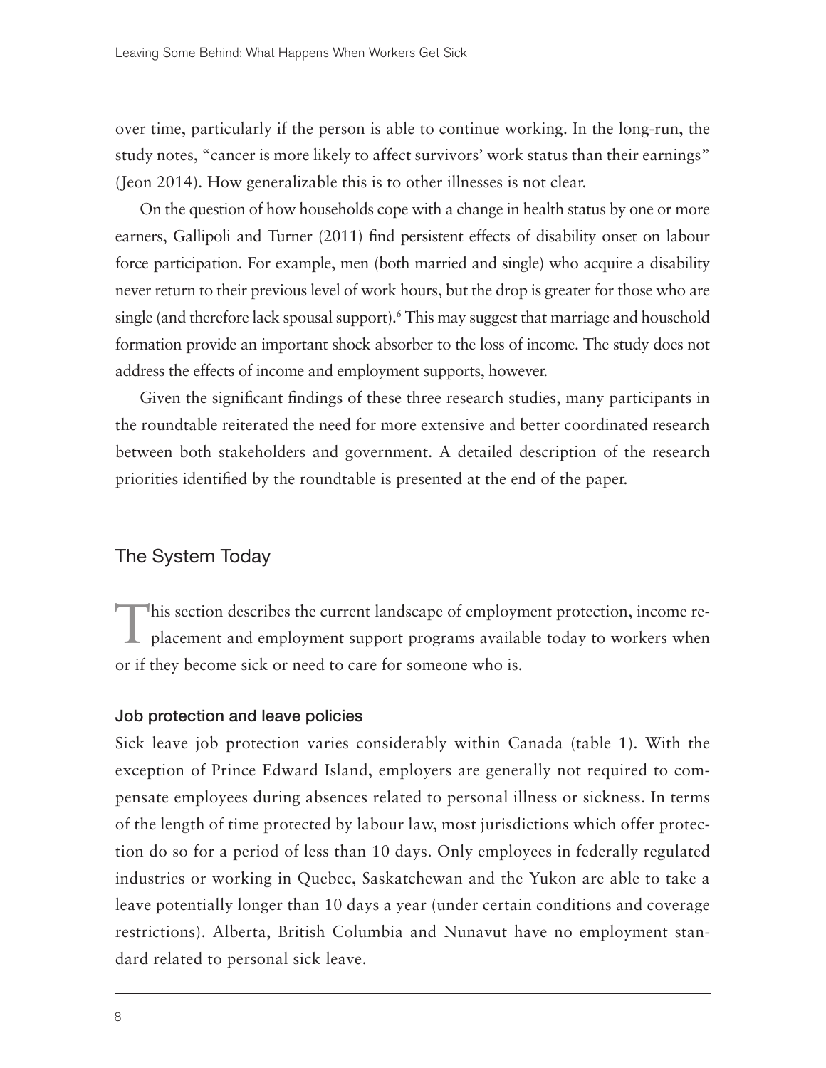over time, particularly if the person is able to continue working. In the long-run, the study notes, "cancer is more likely to affect survivors' work status than their earnings" (Jeon 2014). How generalizable this is to other illnesses is not clear.

On the question of how households cope with a change in health status by one or more earners, Gallipoli and Turner (2011) find persistent effects of disability onset on labour force participation. For example, men (both married and single) who acquire a disability never return to their previous level of work hours, but the drop is greater for those who are single (and therefore lack spousal support).[6] This may suggest that marriage and household formation provide an important shock absorber to the loss of income. The study does not address the effects of income and employment supports, however.

Given the significant findings of these three research studies, many participants in the roundtable reiterated the need for more extensive and better coordinated research between both stakeholders and government. A detailed description of the research priorities identified by the roundtable is presented at the end of the paper.

## The System Today

This section describes the current landscape of employment protection, income replacement and employment support programs available today to workers when or if they become sick or need to care for someone who is.

### Job protection and leave policies

Sick leave job protection varies considerably within Canada (table 1). With the exception of Prince Edward Island, employers are generally not required to compensate employees during absences related to personal illness or sickness. In terms of the length of time protected by labour law, most jurisdictions which offer protection do so for a period of less than 10 days. Only employees in federally regulated industries or working in Quebec, Saskatchewan and the Yukon are able to take a leave potentially longer than 10 days a year (under certain conditions and coverage restrictions). Alberta, British Columbia and Nunavut have no employment standard related to personal sick leave.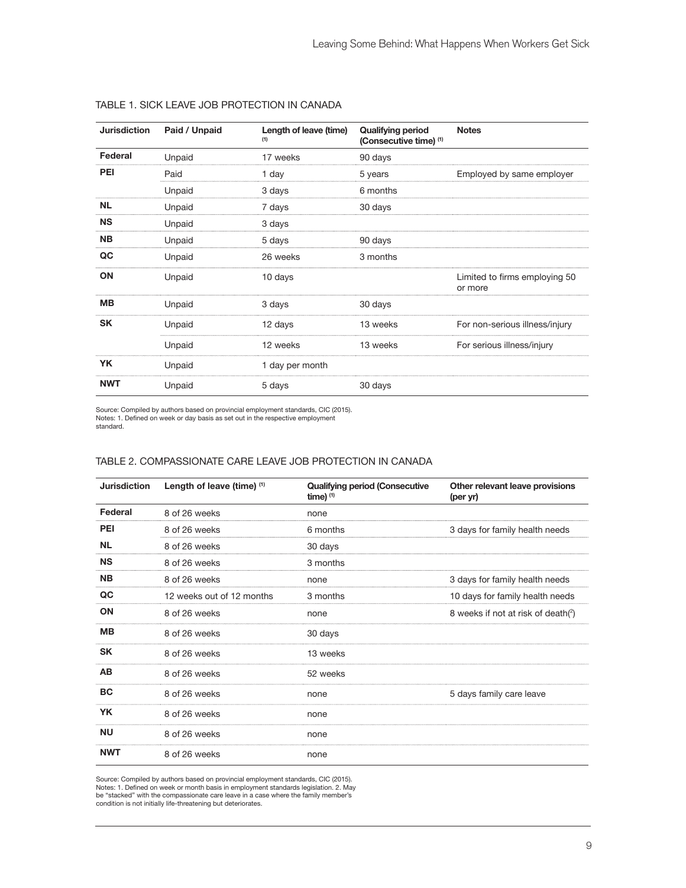TABLE 1. SICK LEAVE JOB PROTECTION IN CANADA

| Jurisdiction | Paid / Unpaid | Length of leave (time) [1] | Qualifying period (Consecutive time) [1] | Notes |
|---|---|---|---|---|
| **Federal** | Unpaid | 17 weeks | 90 days | |
| **PEI** | Paid | 1 day | 5 years | Employed by same employer |
| | Unpaid | 3 days | 6 months | |
| **NL** | Unpaid | 7 days | 30 days | |
| **NS** | Unpaid | 3 days | | |
| **NB** | Unpaid | 5 days | 90 days | |
| **QC** | Unpaid | 26 weeks | 3 months | |
| **ON** | Unpaid | 10 days | | Limited to firms employing 50 or more |
| **MB** | Unpaid | 3 days | 30 days | |
| **SK** | Unpaid | 12 days | 13 weeks | For non-serious illness/injury |
| | Unpaid | 12 weeks | 13 weeks | For serious illness/injury |
| **YK** | Unpaid | 1 day per month | | |
| **NWT** | Unpaid | 5 days | 30 days | |

Source: Compiled by authors based on provincial employment standards, CIC (2015).
Notes: 1. Defined on week or day basis as set out in the respective employment standard.

TABLE 2. COMPASSIONATE CARE LEAVE JOB PROTECTION IN CANADA

| Jurisdiction | Length of leave (time) [1] | Qualifying period (Consecutive time) [1] | Other relevant leave provisions (per yr) |
|---|---|---|---|
| **Federal** | 8 of 26 weeks | none | |
| **PEI** | 8 of 26 weeks | 6 months | 3 days for family health needs |
| **NL** | 8 of 26 weeks | 30 days | |
| **NS** | 8 of 26 weeks | 3 months | |
| **NB** | 8 of 26 weeks | none | 3 days for family health needs |
| **QC** | 12 weeks out of 12 months | 3 months | 10 days for family health needs |
| **ON** | 8 of 26 weeks | none | 8 weeks if not at risk of death[2] |
| **MB** | 8 of 26 weeks | 30 days | |
| **SK** | 8 of 26 weeks | 13 weeks | |
| **AB** | 8 of 26 weeks | 52 weeks | |
| **BC** | 8 of 26 weeks | none | 5 days family care leave |
| **YK** | 8 of 26 weeks | none | |
| **NU** | 8 of 26 weeks | none | |
| **NWT** | 8 of 26 weeks | none | |

Source: Compiled by authors based on provincial employment standards, CIC (2015).
Notes: 1. Defined on week or month basis in employment standards legislation. 2. May be "stacked" with the compassionate care leave in a case where the family member's condition is not initially life-threatening but deteriorates.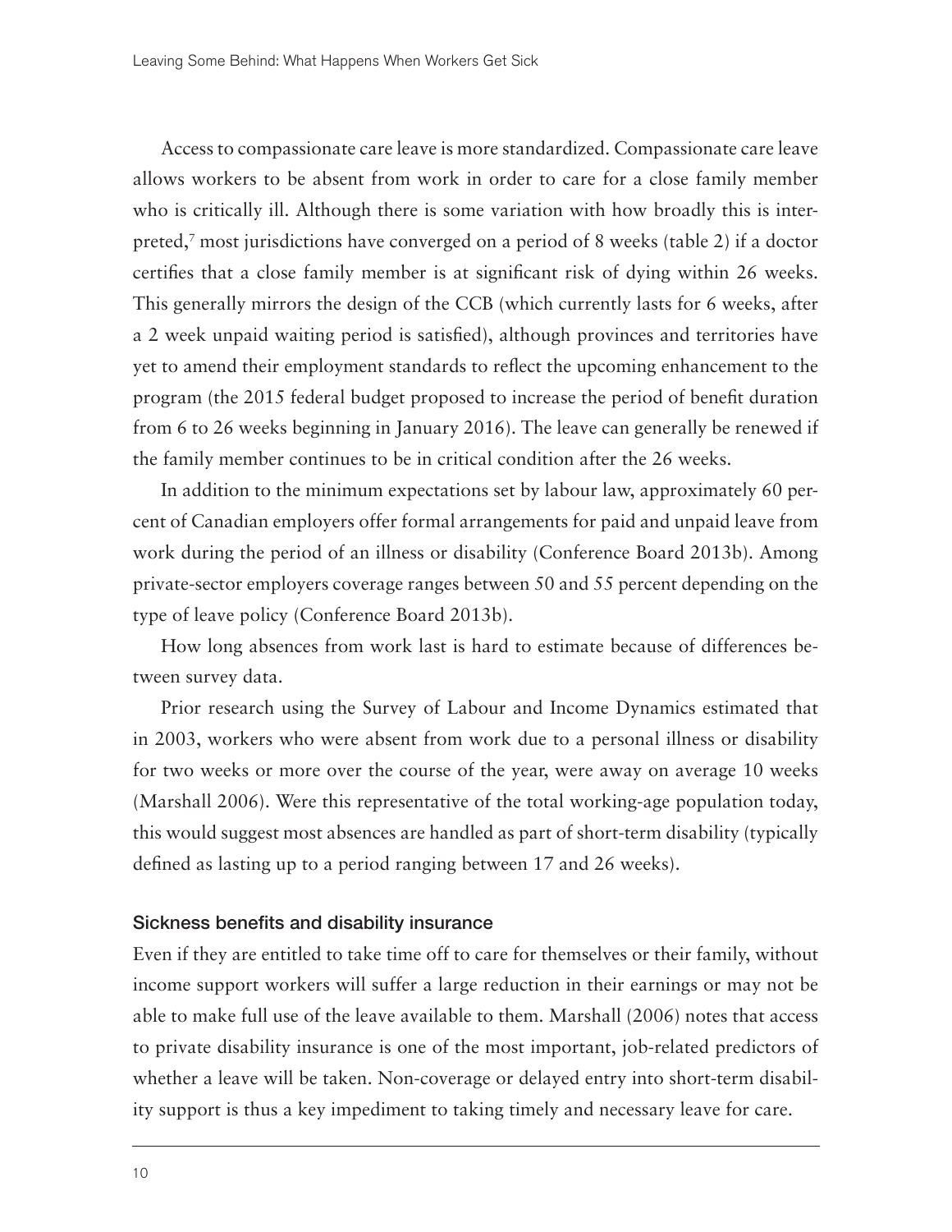Access to compassionate care leave is more standardized. Compassionate care leave allows workers to be absent from work in order to care for a close family member who is critically ill. Although there is some variation with how broadly this is interpreted,[7] most jurisdictions have converged on a period of 8 weeks (table 2) if a doctor certifies that a close family member is at significant risk of dying within 26 weeks. This generally mirrors the design of the CCB (which currently lasts for 6 weeks, after a 2 week unpaid waiting period is satisfied), although provinces and territories have yet to amend their employment standards to reflect the upcoming enhancement to the program (the 2015 federal budget proposed to increase the period of benefit duration from 6 to 26 weeks beginning in January 2016). The leave can generally be renewed if the family member continues to be in critical condition after the 26 weeks.

In addition to the minimum expectations set by labour law, approximately 60 percent of Canadian employers offer formal arrangements for paid and unpaid leave from work during the period of an illness or disability (Conference Board 2013b). Among private-sector employers coverage ranges between 50 and 55 percent depending on the type of leave policy (Conference Board 2013b).

How long absences from work last is hard to estimate because of differences between survey data.

Prior research using the Survey of Labour and Income Dynamics estimated that in 2003, workers who were absent from work due to a personal illness or disability for two weeks or more over the course of the year, were away on average 10 weeks (Marshall 2006). Were this representative of the total working-age population today, this would suggest most absences are handled as part of short-term disability (typically defined as lasting up to a period ranging between 17 and 26 weeks).

### Sickness benefits and disability insurance

Even if they are entitled to take time off to care for themselves or their family, without income support workers will suffer a large reduction in their earnings or may not be able to make full use of the leave available to them. Marshall (2006) notes that access to private disability insurance is one of the most important, job-related predictors of whether a leave will be taken. Non-coverage or delayed entry into short-term disability support is thus a key impediment to taking timely and necessary leave for care.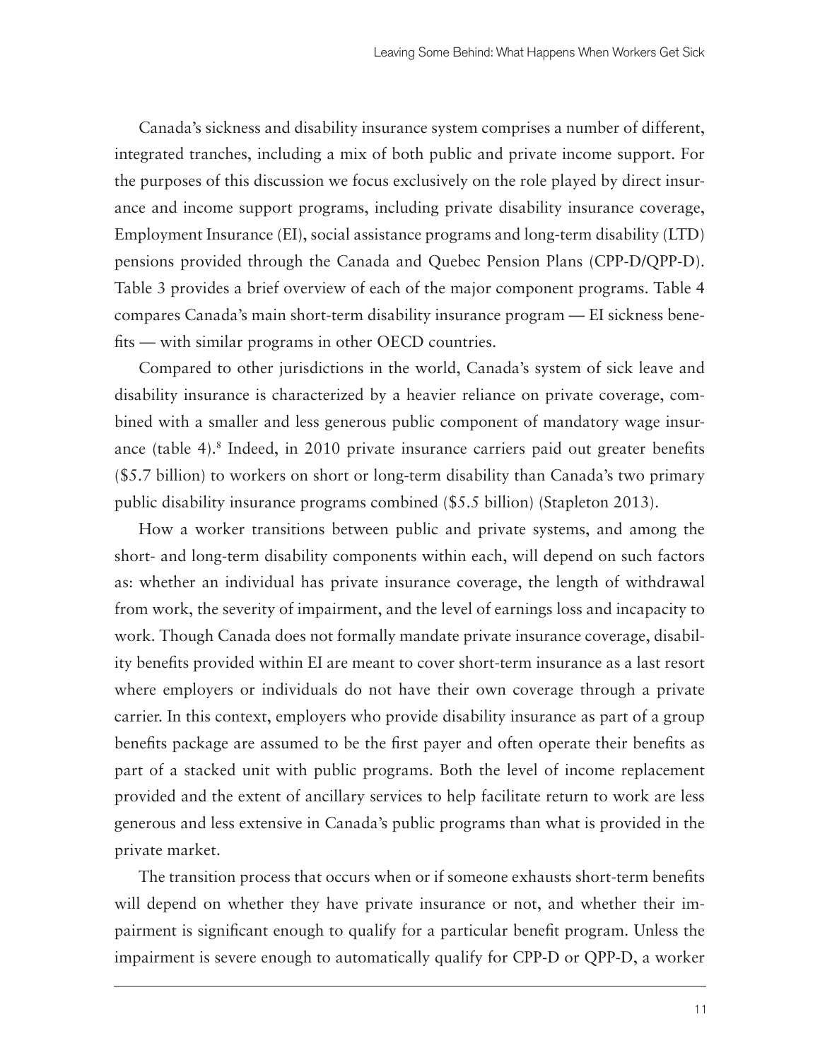Canada's sickness and disability insurance system comprises a number of different, integrated tranches, including a mix of both public and private income support. For the purposes of this discussion we focus exclusively on the role played by direct insurance and income support programs, including private disability insurance coverage, Employment Insurance (EI), social assistance programs and long-term disability (LTD) pensions provided through the Canada and Quebec Pension Plans (CPP-D/QPP-D). Table 3 provides a brief overview of each of the major component programs. Table 4 compares Canada's main short-term disability insurance program — EI sickness benefits — with similar programs in other OECD countries.

Compared to other jurisdictions in the world, Canada's system of sick leave and disability insurance is characterized by a heavier reliance on private coverage, combined with a smaller and less generous public component of mandatory wage insurance (table 4).[8] Indeed, in 2010 private insurance carriers paid out greater benefits ($5.7 billion) to workers on short or long-term disability than Canada's two primary public disability insurance programs combined ($5.5 billion) (Stapleton 2013).

How a worker transitions between public and private systems, and among the short- and long-term disability components within each, will depend on such factors as: whether an individual has private insurance coverage, the length of withdrawal from work, the severity of impairment, and the level of earnings loss and incapacity to work. Though Canada does not formally mandate private insurance coverage, disability benefits provided within EI are meant to cover short-term insurance as a last resort where employers or individuals do not have their own coverage through a private carrier. In this context, employers who provide disability insurance as part of a group benefits package are assumed to be the first payer and often operate their benefits as part of a stacked unit with public programs. Both the level of income replacement provided and the extent of ancillary services to help facilitate return to work are less generous and less extensive in Canada's public programs than what is provided in the private market.

The transition process that occurs when or if someone exhausts short-term benefits will depend on whether they have private insurance or not, and whether their impairment is significant enough to qualify for a particular benefit program. Unless the impairment is severe enough to automatically qualify for CPP-D or QPP-D, a worker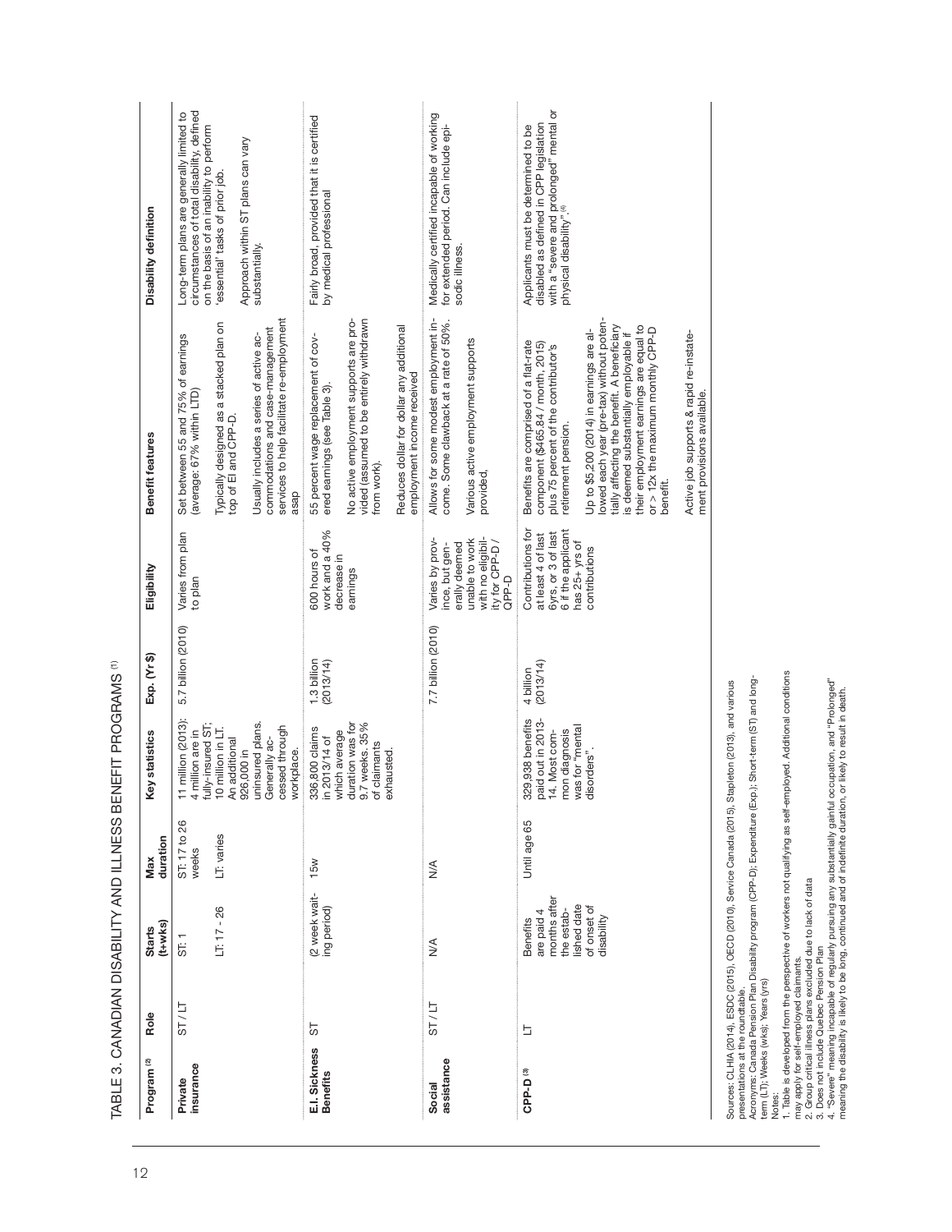# TABLE 3. CANADIAN DISABILITY AND ILLNESS BENEFIT PROGRAMS [1]

| Program [2] | Role | Starts (t+wks) | Max duration | Key statistics | Exp. (Yr $) | Eligibility | Benefit features | Disability definition |
|---|---|---|---|---|---|---|---|---|
| **Private insurance** | ST / LT | ST: 1<br><br>LT: 17 - 26 | ST: 17 to 26 weeks<br><br>LT: varies | 11 million (2013): 4 million are in fully-insured ST; 10 million in LT. An additional 926,000 in uninsured plans. Generally accessed through workplace. | 5.7 billion (2010) | Varies from plan to plan | Set between 55 and 75% of earnings (average: 67% within LTD)<br><br>Typically designed as a stacked plan on top of EI and CPP-D.<br><br>Usually includes a series of active accommodations and case-management services to help facilitate re-employment asap | Long-term plans are generally limited to circumstances of total disability, defined on the basis of an inability to perform 'essential' tasks of prior job.<br><br>Approach within ST plans can vary substantially. |
| **E.I. Sickness Benefits** | ST | (2 week waiting period) | 15w | 336,800 claims in 2013/14 of which average duration was for 9.7 weeks. 35% of claimants exhausted. | 1.3 billion (2013/14) | 600 hours of work and a 40% decrease in earnings | 55 percent wage replacement of covered earnings (see Table 3).<br><br>No active employment supports are provided (assumed to be entirely withdrawn from work).<br><br>Reduces dollar for dollar any additional employment income received | Fairly broad, provided that it is certified by medical professional |
| **Social assistance** | ST / LT | N/A | N/A | | 7.7 billion (2010) | Varies by province, but generally deemed unable to work with no eligibility for CPP-D / QPP-D | Allows for some modest employment income. Some clawback at a rate of 50%.<br><br>Various active employment supports provided, | Medically certified incapable of working for extended period. Can include episodic illness. |
| **CPP-D [3]** | LT | Benefits are paid 4 months after the established date of onset of disability | Until age 65 | 329,938 benefits paid out in 2013-14. Most common diagnosis was for "mental disorders". | 4 billion (2013/14) | Contributions for at least 4 of last 6yrs, or 3 of last 6 if the applicant has 25+ yrs of contributions | Benefits are comprised of a flat-rate component ($465.84 / month, 2015) plus 75 percent of the contributor's retirement pension.<br><br>Up to $5,200 (2014) in earnings are allowed each year (pre-tax) without potentially affecting the benefit. A beneficiary is deemed substantially employable if their employment earnings are equal to or > 12x the maximum monthly CPP-D benefit.<br><br>Active job supports & rapid re-instatement provisions available. | Applicants must be determined to be disabled as defined in CPP legislation with a "severe and prolonged" mental or physical disability".[4] |

Sources: CLHIA (2014), ESDC (2015), OECD (2010), Service Canada (2015), Stapleton (2013), and various presentations at the roundtable.

Acronyms: Canada Pension Plan Disability program (CPP-D); Expenditure (Exp.); Short-term (ST) and long-term (LT); Weeks (wks); Years (yrs)

Notes:

1. Table is developed from the perspective of workers not qualifying as self-employed. Additional conditions may apply for self-employed claimants.
2. Group critical illness plans excluded due to lack of data
3. Does not include Quebec Pension Plan
4. "Severe" meaning incapable of regularly pursuing any substantially gainful occupation, and "Prolonged" meaning the disability is likely to be long, continued and of indefinite duration, or likely to result in death.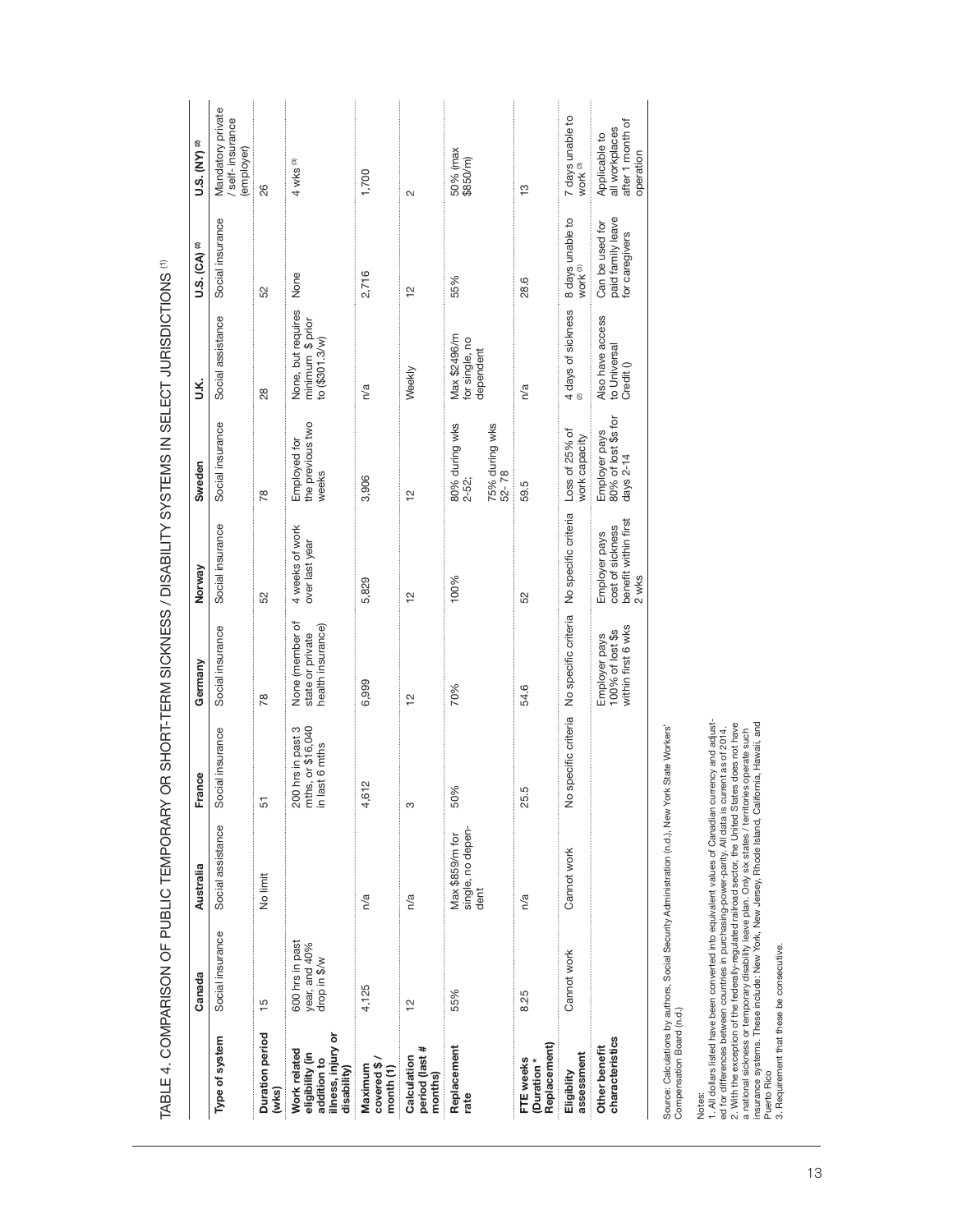# TABLE 4. COMPARISON OF PUBLIC TEMPORARY OR SHORT-TERM SICKNESS / DISABILITY SYSTEMS IN SELECT JURISDICTIONS [1]

| | Canada | Australia | France | Germany | Norway | Sweden | U.K. | U.S. (CA) [2] | U.S. (NY) [2] |
|---|---|---|---|---|---|---|---|---|---|
| **Type of system** | Social insurance | Social assistance | Social insurance | Social insurance | Social insurance | Social insurance | Social assistance | Social insurance | Mandatory private / self- insurance (employer) |
| **Duration period (wks)** | 15 | No limit | 51 | 78 | 52 | 78 | 28 | 52 | 26 |
| **Work related eligibility (in addition to illness, injury or disability)** | 600 hrs in past year, and 40% drop in $/w | | 200 hrs in past 3 mths, or $16,040 in last 6 mths | None (member of state or private health insurance) | 4 weeks of work over last year | Employed for the previous two weeks | None, but requires minimum $ prior to ($301.3/w) | None | 4 wks [3] |
| **Maximum covered $ / month (1)** | 4,125 | n/a | 4,612 | 6,999 | 5,829 | 3,906 | n/a | 2,716 | 1,700 |
| **Calculation period (last # months)** | 12 | n/a | 3 | 12 | 12 | 12 | Weekly | 12 | 2 |
| **Replacement rate** | 55% | Max $859/m for single, no dependent | 50% | 70% | 100% | 80% during wks 2-52;<br><br>75% during wks 52- 78 | Max $2496/m for single, no dependent | 55% | 50% (max $850/m) |
| **FTE weeks (Duration * Replacement)** | 8.25 | n/a | 25.5 | 54.6 | 52 | 59.5 | n/a | 28.6 | 13 |
| **Eligiblity assessment** | Cannot work | Cannot work | No specific criteria | No specific criteria | No specific criteria | Loss of 25% of work capacity | 4 days of sickness [(2)] | 8 days unable to work [(3)] | 7 days unable to work [(3)] |
| **Other benefit characteristics** | | | | Employer pays 100% of lost $s within first 6 wks | Employer pays cost of sickness benefit within first 2 wks | Employer pays 80% of lost $s for days 2-14 | Also have access to Universal Credit () | Can be used for paid family leave for caregivers | Applicable to all workplaces after 1 month of operation |

Source: Calculations by authors, Social Security Administration (n.d.), New York State Workers' Compensation Board (n.d.)

Notes:
1. All dollars listed have been converted into equivalent values of Canadian currency and adjusted for differences between countries in purchasing-power-parity. All data is current as of 2014.
2. With the exception of the federally-regulated railroad sector, the United States does not have a national sickness or temporary disability leave plan. Only six states / territories operate such insurance systems. These include: New York, New Jersey, Rhode Island, California, Hawaii, and Puerto Rico
3. Requirement that these be consecutive.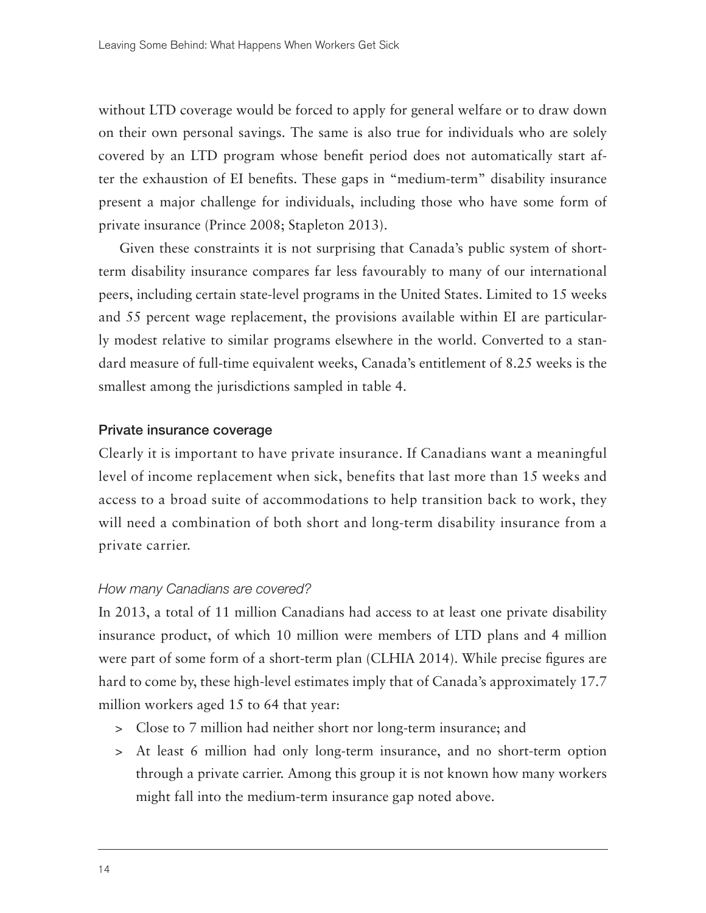without LTD coverage would be forced to apply for general welfare or to draw down on their own personal savings. The same is also true for individuals who are solely covered by an LTD program whose benefit period does not automatically start after the exhaustion of EI benefits. These gaps in "medium-term" disability insurance present a major challenge for individuals, including those who have some form of private insurance (Prince 2008; Stapleton 2013).

Given these constraints it is not surprising that Canada's public system of short-term disability insurance compares far less favourably to many of our international peers, including certain state-level programs in the United States. Limited to 15 weeks and 55 percent wage replacement, the provisions available within EI are particularly modest relative to similar programs elsewhere in the world. Converted to a standard measure of full-time equivalent weeks, Canada's entitlement of 8.25 weeks is the smallest among the jurisdictions sampled in table 4.

### Private insurance coverage

Clearly it is important to have private insurance. If Canadians want a meaningful level of income replacement when sick, benefits that last more than 15 weeks and access to a broad suite of accommodations to help transition back to work, they will need a combination of both short and long-term disability insurance from a private carrier.

#### *How many Canadians are covered?*

In 2013, a total of 11 million Canadians had access to at least one private disability insurance product, of which 10 million were members of LTD plans and 4 million were part of some form of a short-term plan (CLHIA 2014). While precise figures are hard to come by, these high-level estimates imply that of Canada's approximately 17.7 million workers aged 15 to 64 that year:

- Close to 7 million had neither short nor long-term insurance; and
- At least 6 million had only long-term insurance, and no short-term option through a private carrier. Among this group it is not known how many workers might fall into the medium-term insurance gap noted above.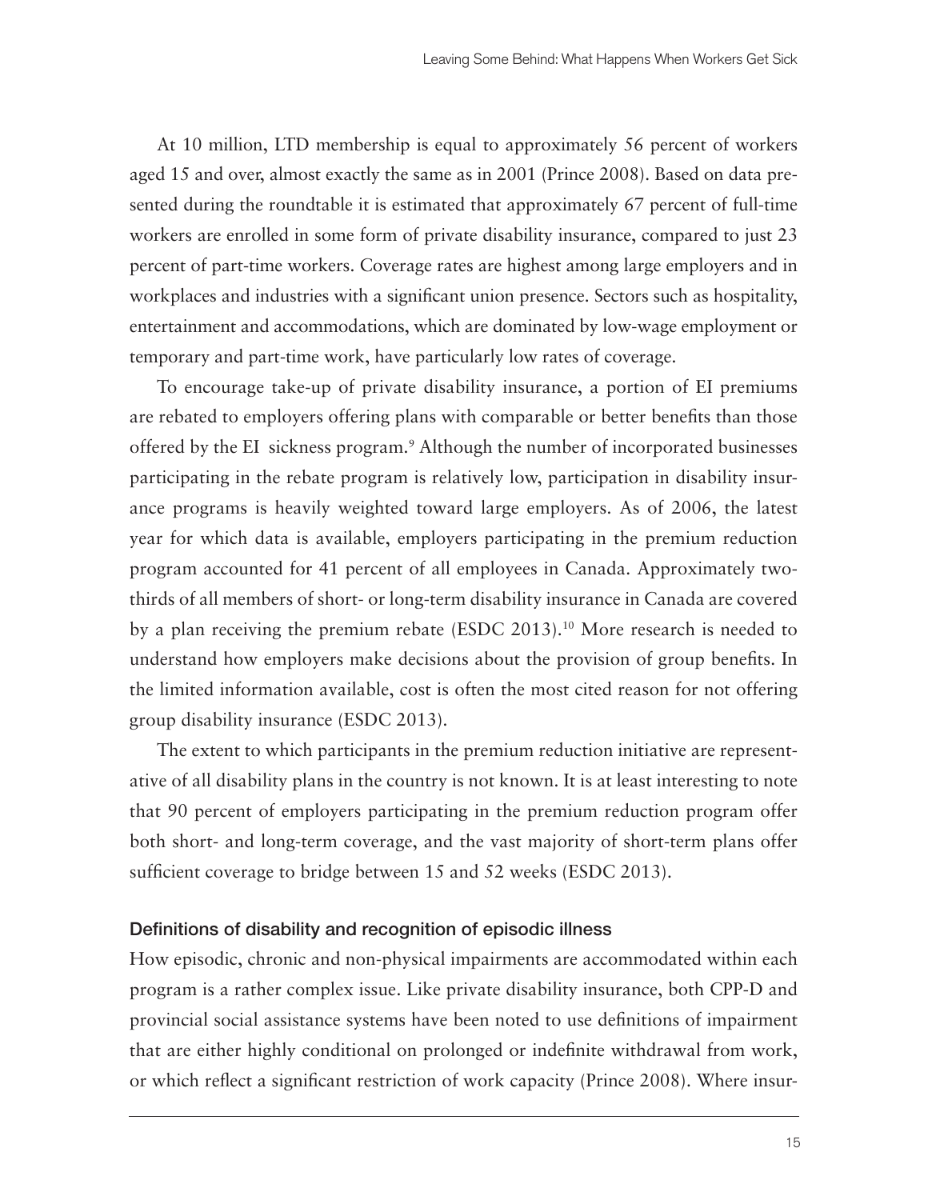At 10 million, LTD membership is equal to approximately 56 percent of workers aged 15 and over, almost exactly the same as in 2001 (Prince 2008). Based on data presented during the roundtable it is estimated that approximately 67 percent of full-time workers are enrolled in some form of private disability insurance, compared to just 23 percent of part-time workers. Coverage rates are highest among large employers and in workplaces and industries with a significant union presence. Sectors such as hospitality, entertainment and accommodations, which are dominated by low-wage employment or temporary and part-time work, have particularly low rates of coverage.

To encourage take-up of private disability insurance, a portion of EI premiums are rebated to employers offering plans with comparable or better benefits than those offered by the EI sickness program.[9] Although the number of incorporated businesses participating in the rebate program is relatively low, participation in disability insurance programs is heavily weighted toward large employers. As of 2006, the latest year for which data is available, employers participating in the premium reduction program accounted for 41 percent of all employees in Canada. Approximately two-thirds of all members of short- or long-term disability insurance in Canada are covered by a plan receiving the premium rebate (ESDC 2013).[10] More research is needed to understand how employers make decisions about the provision of group benefits. In the limited information available, cost is often the most cited reason for not offering group disability insurance (ESDC 2013).

The extent to which participants in the premium reduction initiative are representative of all disability plans in the country is not known. It is at least interesting to note that 90 percent of employers participating in the premium reduction program offer both short- and long-term coverage, and the vast majority of short-term plans offer sufficient coverage to bridge between 15 and 52 weeks (ESDC 2013).

### Definitions of disability and recognition of episodic illness

How episodic, chronic and non-physical impairments are accommodated within each program is a rather complex issue. Like private disability insurance, both CPP-D and provincial social assistance systems have been noted to use definitions of impairment that are either highly conditional on prolonged or indefinite withdrawal from work, or which reflect a significant restriction of work capacity (Prince 2008). Where insur-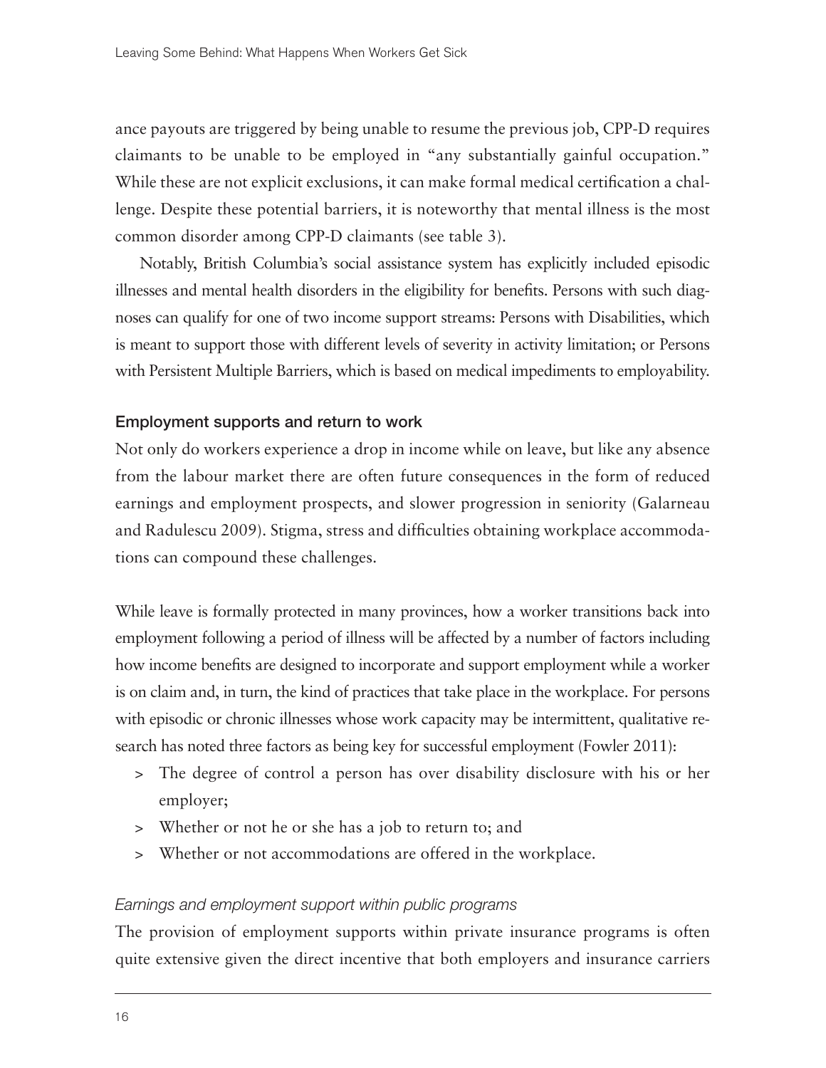ance payouts are triggered by being unable to resume the previous job, CPP-D requires claimants to be unable to be employed in "any substantially gainful occupation." While these are not explicit exclusions, it can make formal medical certification a challenge. Despite these potential barriers, it is noteworthy that mental illness is the most common disorder among CPP-D claimants (see table 3).

Notably, British Columbia's social assistance system has explicitly included episodic illnesses and mental health disorders in the eligibility for benefits. Persons with such diagnoses can qualify for one of two income support streams: Persons with Disabilities, which is meant to support those with different levels of severity in activity limitation; or Persons with Persistent Multiple Barriers, which is based on medical impediments to employability.

### Employment supports and return to work

Not only do workers experience a drop in income while on leave, but like any absence from the labour market there are often future consequences in the form of reduced earnings and employment prospects, and slower progression in seniority (Galarneau and Radulescu 2009). Stigma, stress and difficulties obtaining workplace accommodations can compound these challenges.

While leave is formally protected in many provinces, how a worker transitions back into employment following a period of illness will be affected by a number of factors including how income benefits are designed to incorporate and support employment while a worker is on claim and, in turn, the kind of practices that take place in the workplace. For persons with episodic or chronic illnesses whose work capacity may be intermittent, qualitative research has noted three factors as being key for successful employment (Fowler 2011):

- The degree of control a person has over disability disclosure with his or her employer;
- Whether or not he or she has a job to return to; and
- Whether or not accommodations are offered in the workplace.

#### *Earnings and employment support within public programs*

The provision of employment supports within private insurance programs is often quite extensive given the direct incentive that both employers and insurance carriers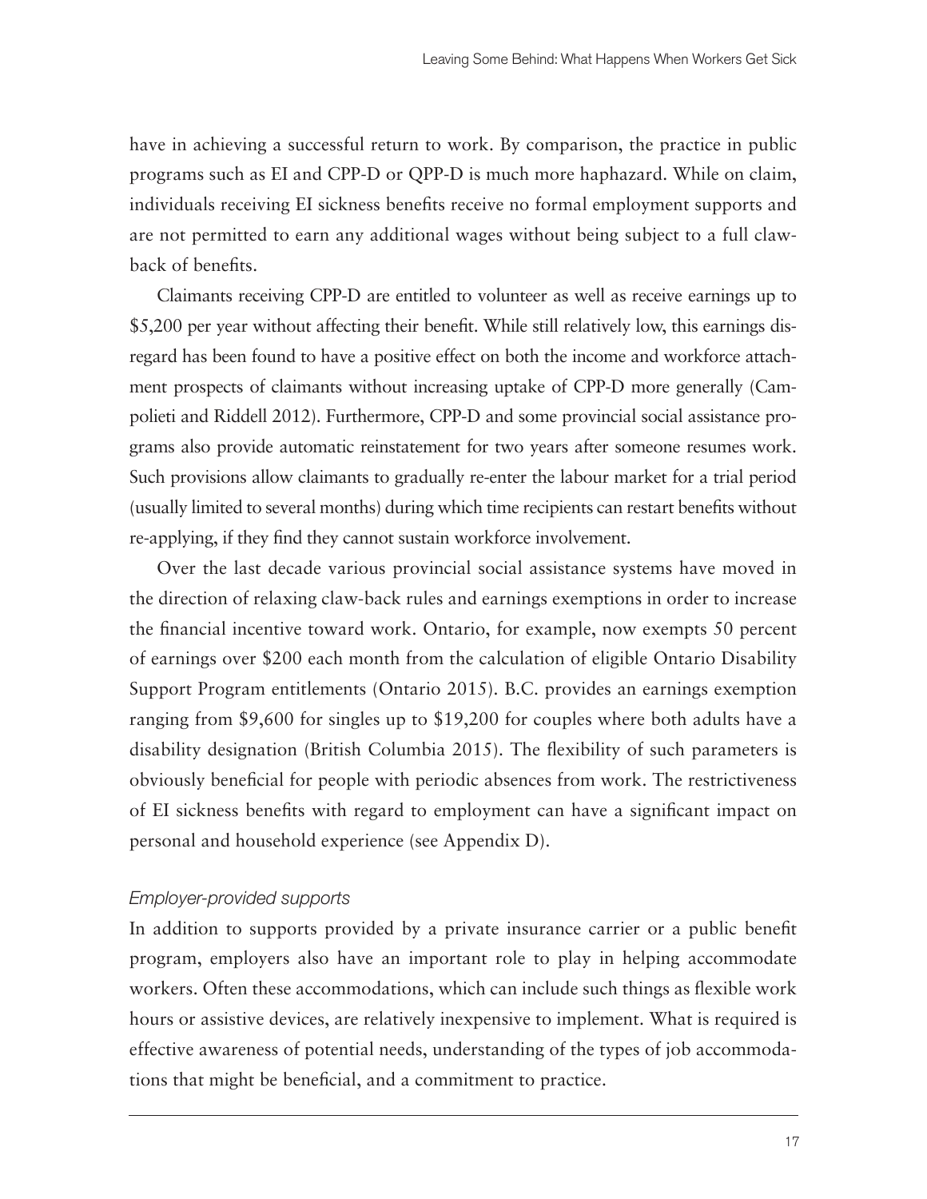have in achieving a successful return to work. By comparison, the practice in public programs such as EI and CPP-D or QPP-D is much more haphazard. While on claim, individuals receiving EI sickness benefits receive no formal employment supports and are not permitted to earn any additional wages without being subject to a full claw-back of benefits.

Claimants receiving CPP-D are entitled to volunteer as well as receive earnings up to $5,200 per year without affecting their benefit. While still relatively low, this earnings disregard has been found to have a positive effect on both the income and workforce attachment prospects of claimants without increasing uptake of CPP-D more generally (Campolieti and Riddell 2012). Furthermore, CPP-D and some provincial social assistance programs also provide automatic reinstatement for two years after someone resumes work. Such provisions allow claimants to gradually re-enter the labour market for a trial period (usually limited to several months) during which time recipients can restart benefits without re-applying, if they find they cannot sustain workforce involvement.

Over the last decade various provincial social assistance systems have moved in the direction of relaxing claw-back rules and earnings exemptions in order to increase the financial incentive toward work. Ontario, for example, now exempts 50 percent of earnings over $200 each month from the calculation of eligible Ontario Disability Support Program entitlements (Ontario 2015). B.C. provides an earnings exemption ranging from $9,600 for singles up to $19,200 for couples where both adults have a disability designation (British Columbia 2015). The flexibility of such parameters is obviously beneficial for people with periodic absences from work. The restrictiveness of EI sickness benefits with regard to employment can have a significant impact on personal and household experience (see Appendix D).

### *Employer-provided supports*

In addition to supports provided by a private insurance carrier or a public benefit program, employers also have an important role to play in helping accommodate workers. Often these accommodations, which can include such things as flexible work hours or assistive devices, are relatively inexpensive to implement. What is required is effective awareness of potential needs, understanding of the types of job accommodations that might be beneficial, and a commitment to practice.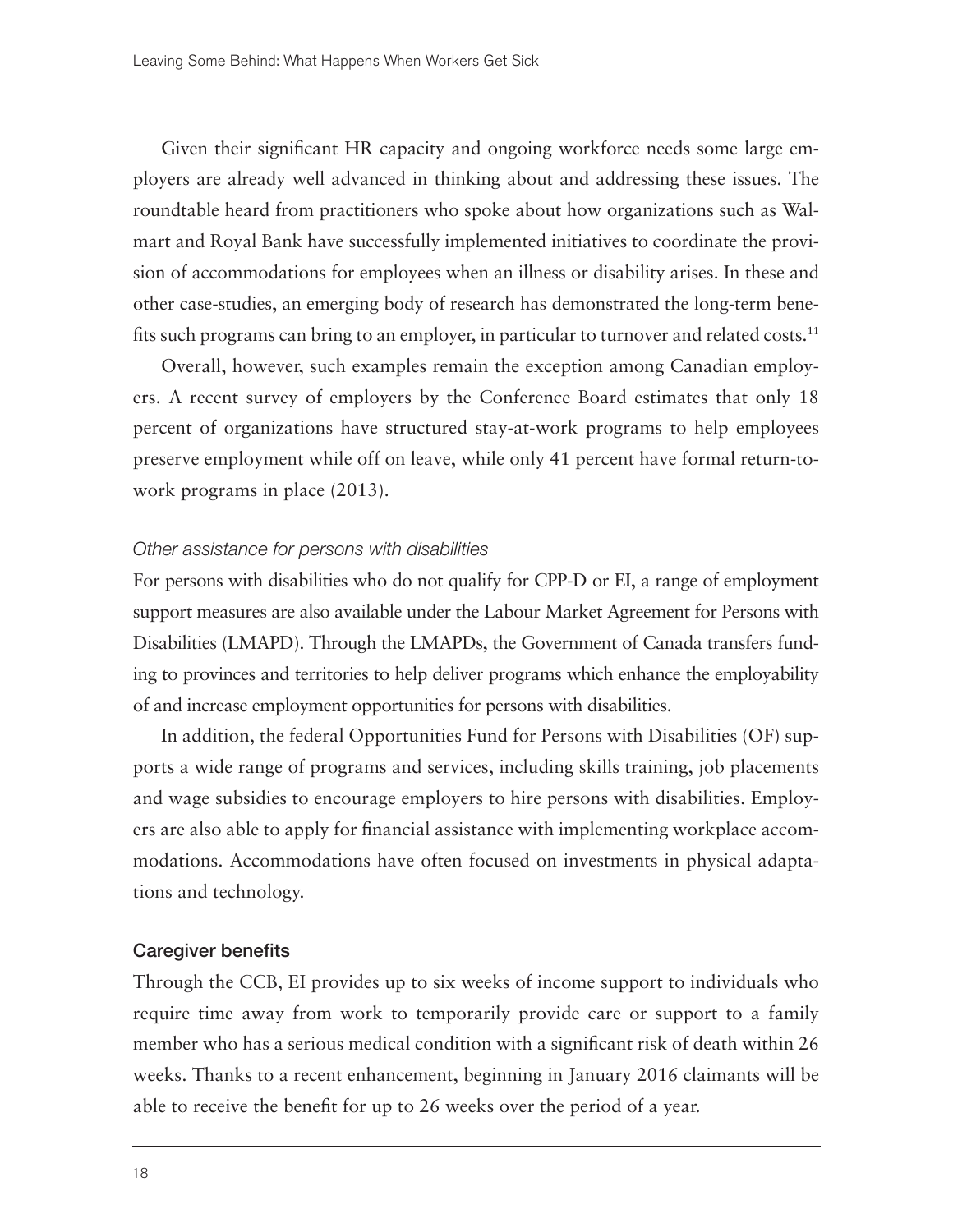Given their significant HR capacity and ongoing workforce needs some large employers are already well advanced in thinking about and addressing these issues. The roundtable heard from practitioners who spoke about how organizations such as Walmart and Royal Bank have successfully implemented initiatives to coordinate the provision of accommodations for employees when an illness or disability arises. In these and other case-studies, an emerging body of research has demonstrated the long-term benefits such programs can bring to an employer, in particular to turnover and related costs.[11]

Overall, however, such examples remain the exception among Canadian employers. A recent survey of employers by the Conference Board estimates that only 18 percent of organizations have structured stay-at-work programs to help employees preserve employment while off on leave, while only 41 percent have formal return-to-work programs in place (2013).

#### *Other assistance for persons with disabilities*

For persons with disabilities who do not qualify for CPP-D or EI, a range of employment support measures are also available under the Labour Market Agreement for Persons with Disabilities (LMAPD). Through the LMAPDs, the Government of Canada transfers funding to provinces and territories to help deliver programs which enhance the employability of and increase employment opportunities for persons with disabilities.

In addition, the federal Opportunities Fund for Persons with Disabilities (OF) supports a wide range of programs and services, including skills training, job placements and wage subsidies to encourage employers to hire persons with disabilities. Employers are also able to apply for financial assistance with implementing workplace accommodations. Accommodations have often focused on investments in physical adaptations and technology.

### Caregiver benefits

Through the CCB, EI provides up to six weeks of income support to individuals who require time away from work to temporarily provide care or support to a family member who has a serious medical condition with a significant risk of death within 26 weeks. Thanks to a recent enhancement, beginning in January 2016 claimants will be able to receive the benefit for up to 26 weeks over the period of a year.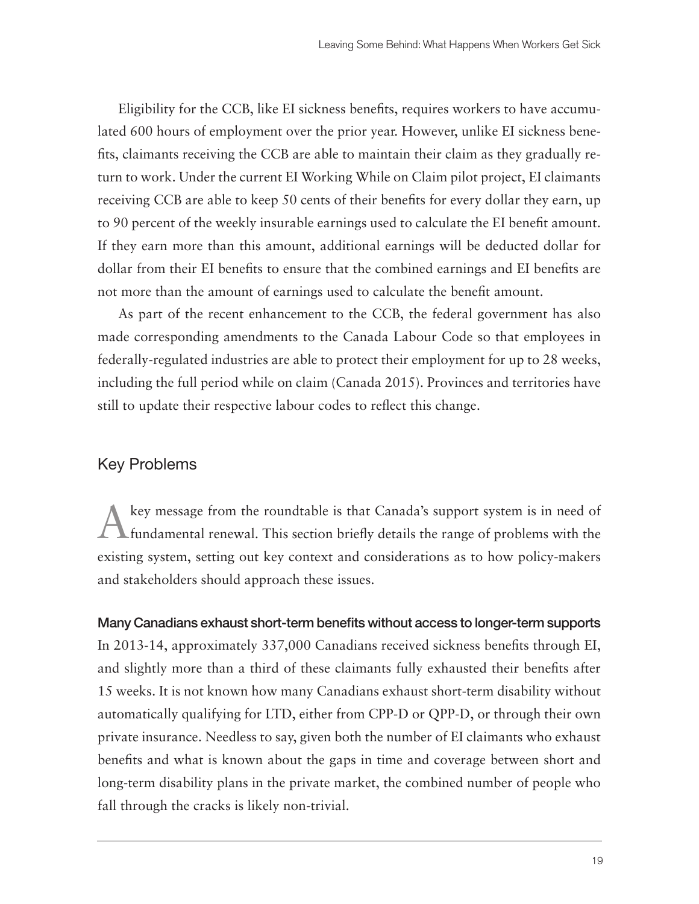Eligibility for the CCB, like EI sickness benefits, requires workers to have accumulated 600 hours of employment over the prior year. However, unlike EI sickness benefits, claimants receiving the CCB are able to maintain their claim as they gradually return to work. Under the current EI Working While on Claim pilot project, EI claimants receiving CCB are able to keep 50 cents of their benefits for every dollar they earn, up to 90 percent of the weekly insurable earnings used to calculate the EI benefit amount. If they earn more than this amount, additional earnings will be deducted dollar for dollar from their EI benefits to ensure that the combined earnings and EI benefits are not more than the amount of earnings used to calculate the benefit amount.

As part of the recent enhancement to the CCB, the federal government has also made corresponding amendments to the Canada Labour Code so that employees in federally-regulated industries are able to protect their employment for up to 28 weeks, including the full period while on claim (Canada 2015). Provinces and territories have still to update their respective labour codes to reflect this change.

## Key Problems

A key message from the roundtable is that Canada's support system is in need of fundamental renewal. This section briefly details the range of problems with the existing system, setting out key context and considerations as to how policy-makers and stakeholders should approach these issues.

### Many Canadians exhaust short-term benefits without access to longer-term supports

In 2013-14, approximately 337,000 Canadians received sickness benefits through EI, and slightly more than a third of these claimants fully exhausted their benefits after 15 weeks. It is not known how many Canadians exhaust short-term disability without automatically qualifying for LTD, either from CPP-D or QPP-D, or through their own private insurance. Needless to say, given both the number of EI claimants who exhaust benefits and what is known about the gaps in time and coverage between short and long-term disability plans in the private market, the combined number of people who fall through the cracks is likely non-trivial.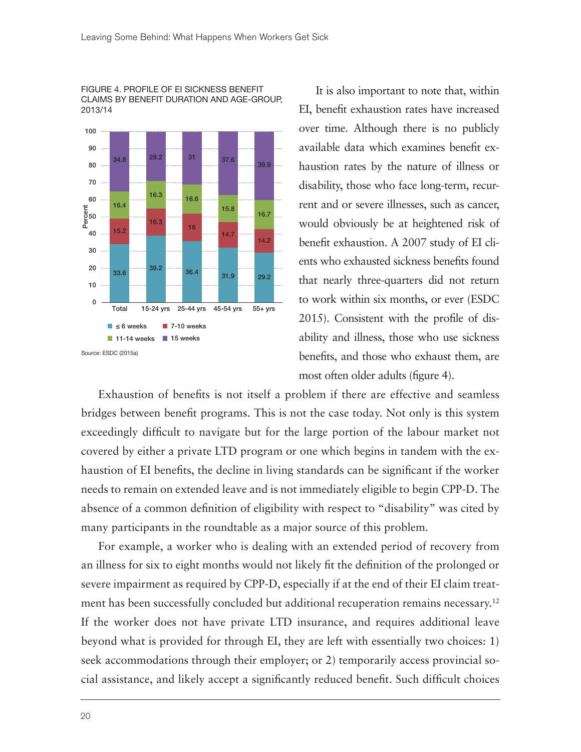FIGURE 4. PROFILE OF EI SICKNESS BENEFIT CLAIMS BY BENEFIT DURATION AND AGE-GROUP, 2013/14

| | Total | 15-24 yrs | 25-44 yrs | 45-54 yrs | 55+ yrs |
|---|---|---|---|---|---|
| ≤ 6 weeks | 33.6 | 39.2 | 36.4 | 31.9 | 29.2 |
| 7-10 weeks | 15.2 | 16.3 | 16 | 14.7 | 14.2 |
| 11-14 weeks | 16.4 | 16.3 | 16.6 | 15.8 | 16.7 |
| 15 weeks | 34.8 | 28.2 | 31 | 37.6 | 39.9 |

Source: ESDC (2015a)

It is also important to note that, within EI, benefit exhaustion rates have increased over time. Although there is no publicly available data which examines benefit exhaustion rates by the nature of illness or disability, those who face long-term, recurrent and or severe illnesses, such as cancer, would obviously be at heightened risk of benefit exhaustion. A 2007 study of EI clients who exhausted sickness benefits found that nearly three-quarters did not return to work within six months, or ever (ESDC 2015). Consistent with the profile of disability and illness, those who use sickness benefits, and those who exhaust them, are most often older adults (figure 4).

Exhaustion of benefits is not itself a problem if there are effective and seamless bridges between benefit programs. This is not the case today. Not only is this system exceedingly difficult to navigate but for the large portion of the labour market not covered by either a private LTD program or one which begins in tandem with the exhaustion of EI benefits, the decline in living standards can be significant if the worker needs to remain on extended leave and is not immediately eligible to begin CPP-D. The absence of a common definition of eligibility with respect to "disability" was cited by many participants in the roundtable as a major source of this problem.

For example, a worker who is dealing with an extended period of recovery from an illness for six to eight months would not likely fit the definition of the prolonged or severe impairment as required by CPP-D, especially if at the end of their EI claim treatment has been successfully concluded but additional recuperation remains necessary.[12] If the worker does not have private LTD insurance, and requires additional leave beyond what is provided for through EI, they are left with essentially two choices: 1) seek accommodations through their employer; or 2) temporarily access provincial social assistance, and likely accept a significantly reduced benefit. Such difficult choices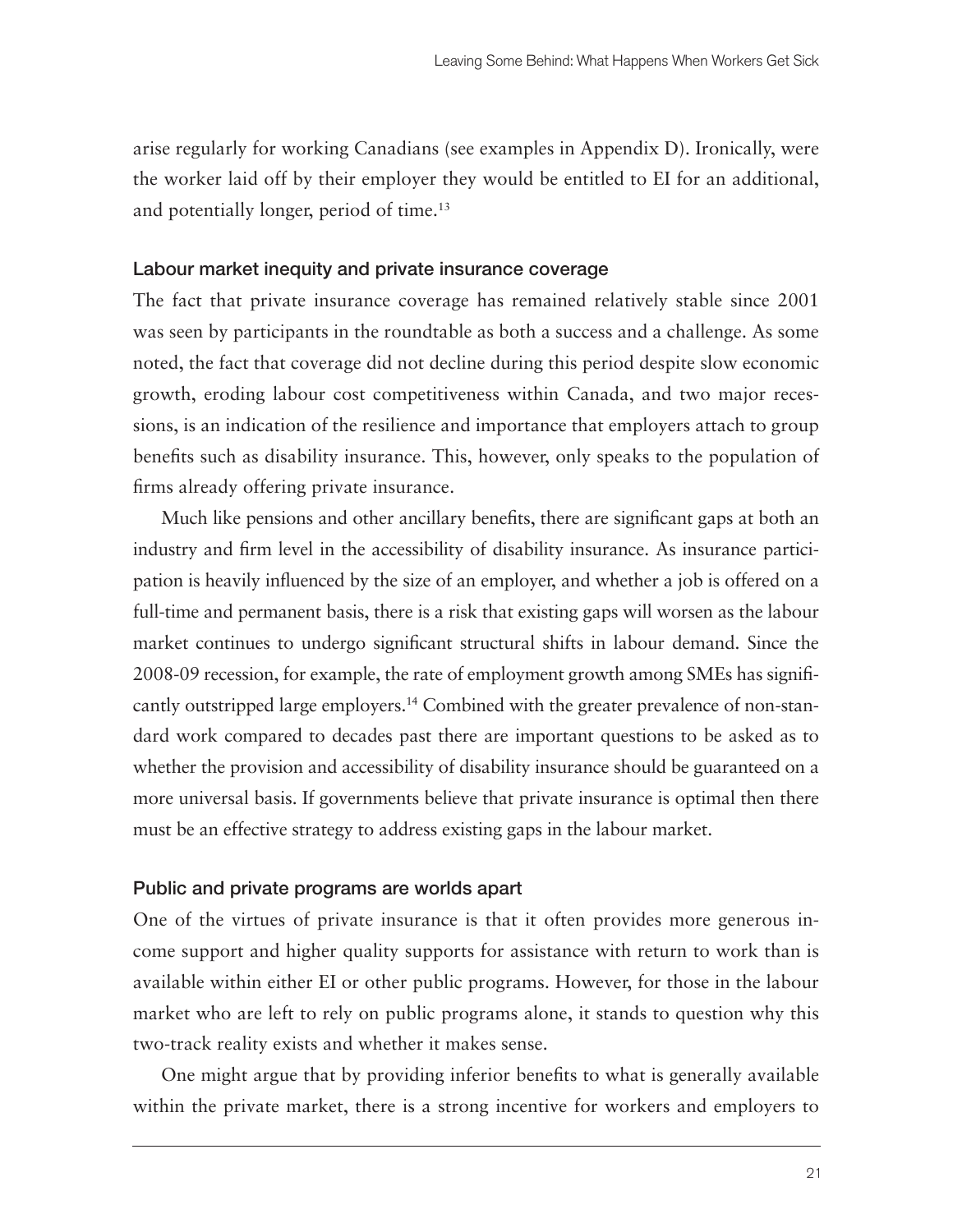arise regularly for working Canadians (see examples in Appendix D). Ironically, were the worker laid off by their employer they would be entitled to EI for an additional, and potentially longer, period of time.[13]

### Labour market inequity and private insurance coverage

The fact that private insurance coverage has remained relatively stable since 2001 was seen by participants in the roundtable as both a success and a challenge. As some noted, the fact that coverage did not decline during this period despite slow economic growth, eroding labour cost competitiveness within Canada, and two major recessions, is an indication of the resilience and importance that employers attach to group benefits such as disability insurance. This, however, only speaks to the population of firms already offering private insurance.

Much like pensions and other ancillary benefits, there are significant gaps at both an industry and firm level in the accessibility of disability insurance. As insurance participation is heavily influenced by the size of an employer, and whether a job is offered on a full-time and permanent basis, there is a risk that existing gaps will worsen as the labour market continues to undergo significant structural shifts in labour demand. Since the 2008-09 recession, for example, the rate of employment growth among SMEs has significantly outstripped large employers.[14] Combined with the greater prevalence of non-standard work compared to decades past there are important questions to be asked as to whether the provision and accessibility of disability insurance should be guaranteed on a more universal basis. If governments believe that private insurance is optimal then there must be an effective strategy to address existing gaps in the labour market.

### Public and private programs are worlds apart

One of the virtues of private insurance is that it often provides more generous income support and higher quality supports for assistance with return to work than is available within either EI or other public programs. However, for those in the labour market who are left to rely on public programs alone, it stands to question why this two-track reality exists and whether it makes sense.

One might argue that by providing inferior benefits to what is generally available within the private market, there is a strong incentive for workers and employers to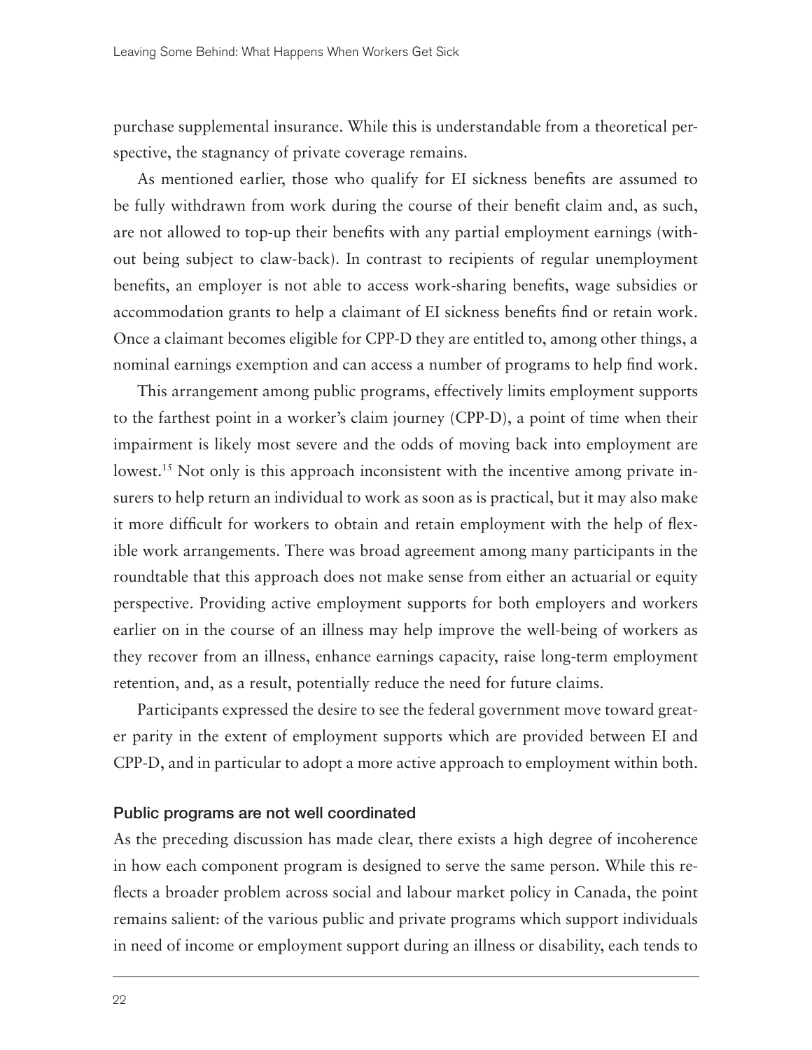purchase supplemental insurance. While this is understandable from a theoretical perspective, the stagnancy of private coverage remains.

As mentioned earlier, those who qualify for EI sickness benefits are assumed to be fully withdrawn from work during the course of their benefit claim and, as such, are not allowed to top-up their benefits with any partial employment earnings (without being subject to claw-back). In contrast to recipients of regular unemployment benefits, an employer is not able to access work-sharing benefits, wage subsidies or accommodation grants to help a claimant of EI sickness benefits find or retain work. Once a claimant becomes eligible for CPP-D they are entitled to, among other things, a nominal earnings exemption and can access a number of programs to help find work.

This arrangement among public programs, effectively limits employment supports to the farthest point in a worker's claim journey (CPP-D), a point of time when their impairment is likely most severe and the odds of moving back into employment are lowest.[15] Not only is this approach inconsistent with the incentive among private insurers to help return an individual to work as soon as is practical, but it may also make it more difficult for workers to obtain and retain employment with the help of flexible work arrangements. There was broad agreement among many participants in the roundtable that this approach does not make sense from either an actuarial or equity perspective. Providing active employment supports for both employers and workers earlier on in the course of an illness may help improve the well-being of workers as they recover from an illness, enhance earnings capacity, raise long-term employment retention, and, as a result, potentially reduce the need for future claims.

Participants expressed the desire to see the federal government move toward greater parity in the extent of employment supports which are provided between EI and CPP-D, and in particular to adopt a more active approach to employment within both.

### Public programs are not well coordinated

As the preceding discussion has made clear, there exists a high degree of incoherence in how each component program is designed to serve the same person. While this reflects a broader problem across social and labour market policy in Canada, the point remains salient: of the various public and private programs which support individuals in need of income or employment support during an illness or disability, each tends to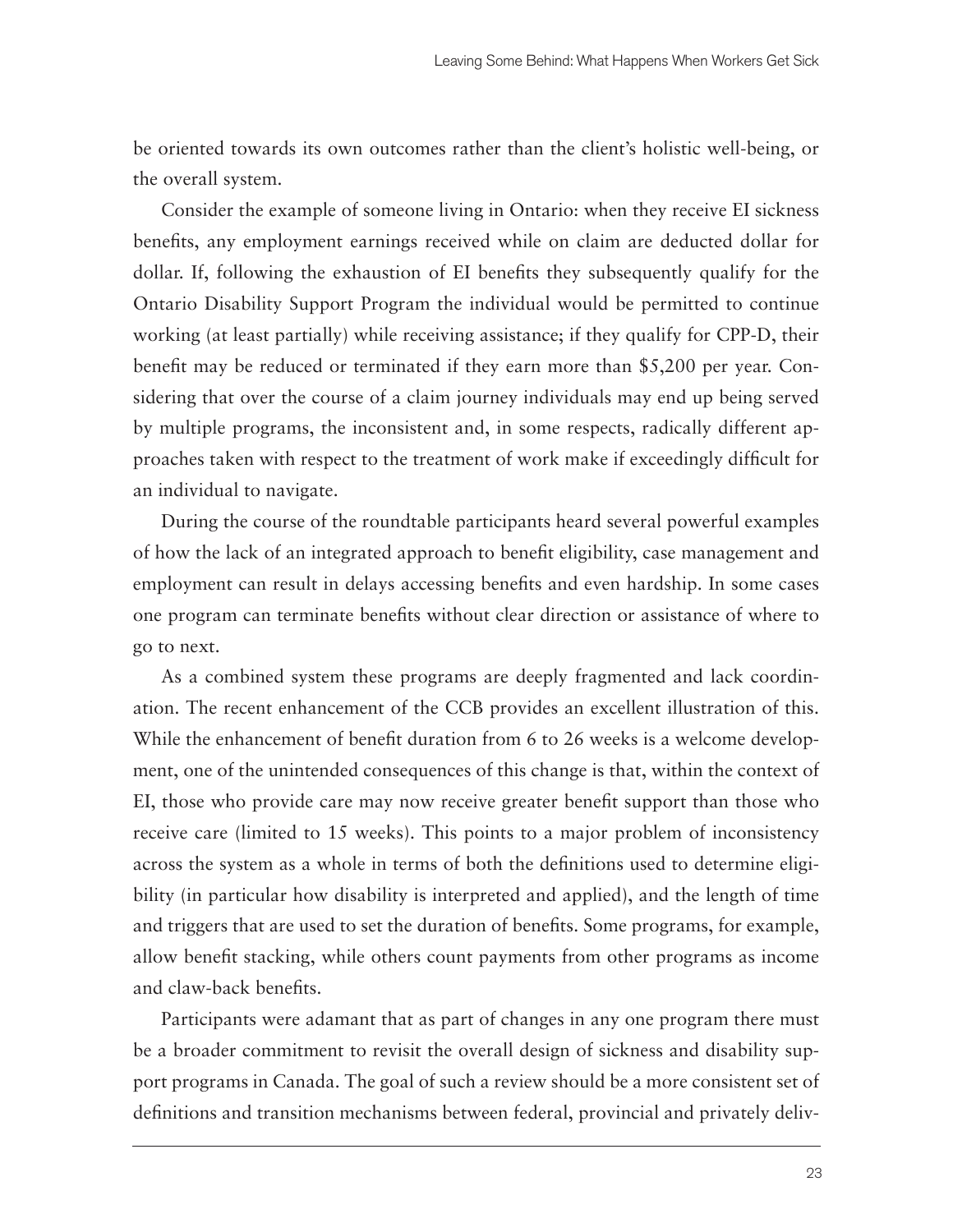be oriented towards its own outcomes rather than the client's holistic well-being, or the overall system.

Consider the example of someone living in Ontario: when they receive EI sickness benefits, any employment earnings received while on claim are deducted dollar for dollar. If, following the exhaustion of EI benefits they subsequently qualify for the Ontario Disability Support Program the individual would be permitted to continue working (at least partially) while receiving assistance; if they qualify for CPP-D, their benefit may be reduced or terminated if they earn more than $5,200 per year. Considering that over the course of a claim journey individuals may end up being served by multiple programs, the inconsistent and, in some respects, radically different approaches taken with respect to the treatment of work make if exceedingly difficult for an individual to navigate.

During the course of the roundtable participants heard several powerful examples of how the lack of an integrated approach to benefit eligibility, case management and employment can result in delays accessing benefits and even hardship. In some cases one program can terminate benefits without clear direction or assistance of where to go to next.

As a combined system these programs are deeply fragmented and lack coordination. The recent enhancement of the CCB provides an excellent illustration of this. While the enhancement of benefit duration from 6 to 26 weeks is a welcome development, one of the unintended consequences of this change is that, within the context of EI, those who provide care may now receive greater benefit support than those who receive care (limited to 15 weeks). This points to a major problem of inconsistency across the system as a whole in terms of both the definitions used to determine eligibility (in particular how disability is interpreted and applied), and the length of time and triggers that are used to set the duration of benefits. Some programs, for example, allow benefit stacking, while others count payments from other programs as income and claw-back benefits.

Participants were adamant that as part of changes in any one program there must be a broader commitment to revisit the overall design of sickness and disability support programs in Canada. The goal of such a review should be a more consistent set of definitions and transition mechanisms between federal, provincial and privately deliv-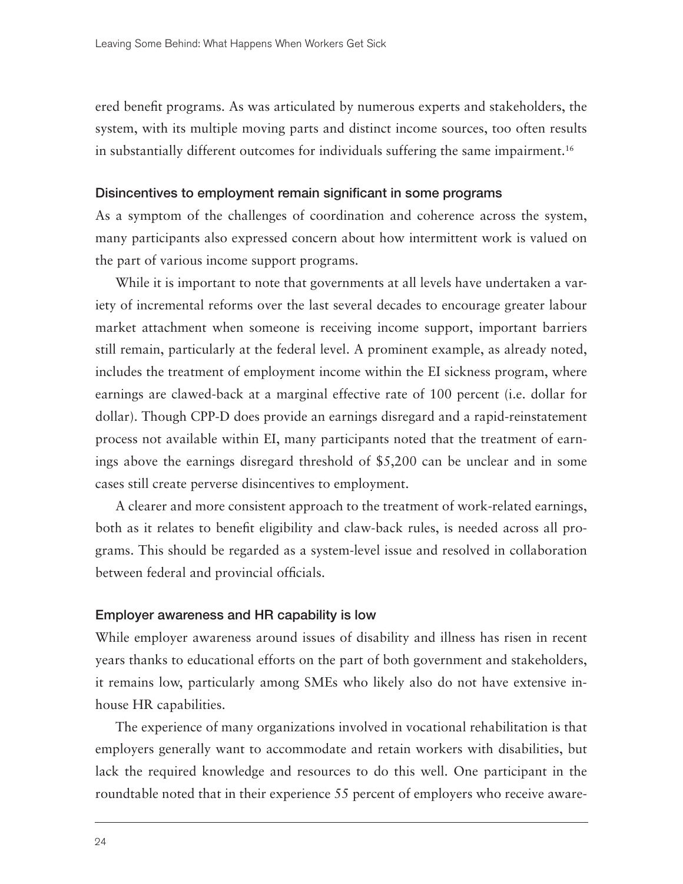ered benefit programs. As was articulated by numerous experts and stakeholders, the system, with its multiple moving parts and distinct income sources, too often results in substantially different outcomes for individuals suffering the same impairment.[16]

### Disincentives to employment remain significant in some programs

As a symptom of the challenges of coordination and coherence across the system, many participants also expressed concern about how intermittent work is valued on the part of various income support programs.

While it is important to note that governments at all levels have undertaken a variety of incremental reforms over the last several decades to encourage greater labour market attachment when someone is receiving income support, important barriers still remain, particularly at the federal level. A prominent example, as already noted, includes the treatment of employment income within the EI sickness program, where earnings are clawed-back at a marginal effective rate of 100 percent (i.e. dollar for dollar). Though CPP-D does provide an earnings disregard and a rapid-reinstatement process not available within EI, many participants noted that the treatment of earnings above the earnings disregard threshold of $5,200 can be unclear and in some cases still create perverse disincentives to employment.

A clearer and more consistent approach to the treatment of work-related earnings, both as it relates to benefit eligibility and claw-back rules, is needed across all programs. This should be regarded as a system-level issue and resolved in collaboration between federal and provincial officials.

### Employer awareness and HR capability is low

While employer awareness around issues of disability and illness has risen in recent years thanks to educational efforts on the part of both government and stakeholders, it remains low, particularly among SMEs who likely also do not have extensive in-house HR capabilities.

The experience of many organizations involved in vocational rehabilitation is that employers generally want to accommodate and retain workers with disabilities, but lack the required knowledge and resources to do this well. One participant in the roundtable noted that in their experience 55 percent of employers who receive aware-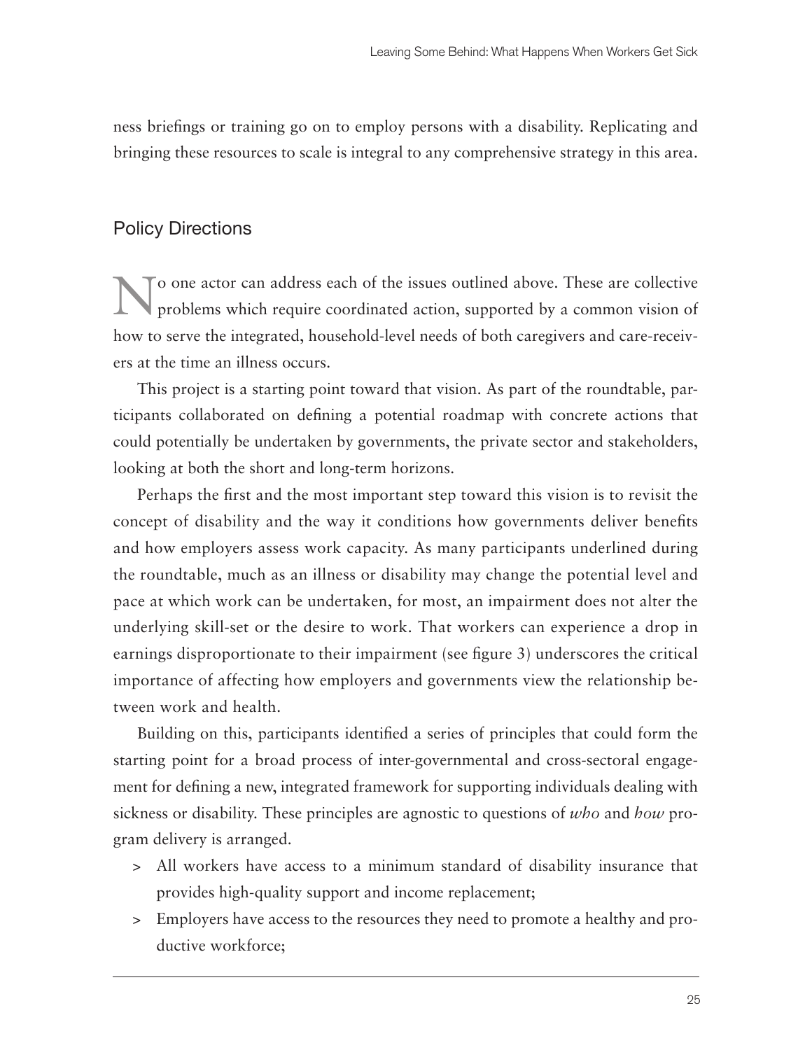ness briefings or training go on to employ persons with a disability. Replicating and bringing these resources to scale is integral to any comprehensive strategy in this area.

## Policy Directions

No one actor can address each of the issues outlined above. These are collective problems which require coordinated action, supported by a common vision of how to serve the integrated, household-level needs of both caregivers and care-receivers at the time an illness occurs.

This project is a starting point toward that vision. As part of the roundtable, participants collaborated on defining a potential roadmap with concrete actions that could potentially be undertaken by governments, the private sector and stakeholders, looking at both the short and long-term horizons.

Perhaps the first and the most important step toward this vision is to revisit the concept of disability and the way it conditions how governments deliver benefits and how employers assess work capacity. As many participants underlined during the roundtable, much as an illness or disability may change the potential level and pace at which work can be undertaken, for most, an impairment does not alter the underlying skill-set or the desire to work. That workers can experience a drop in earnings disproportionate to their impairment (see figure 3) underscores the critical importance of affecting how employers and governments view the relationship between work and health.

Building on this, participants identified a series of principles that could form the starting point for a broad process of inter-governmental and cross-sectoral engagement for defining a new, integrated framework for supporting individuals dealing with sickness or disability. These principles are agnostic to questions of *who* and *how* program delivery is arranged.

- All workers have access to a minimum standard of disability insurance that provides high-quality support and income replacement;
- Employers have access to the resources they need to promote a healthy and productive workforce;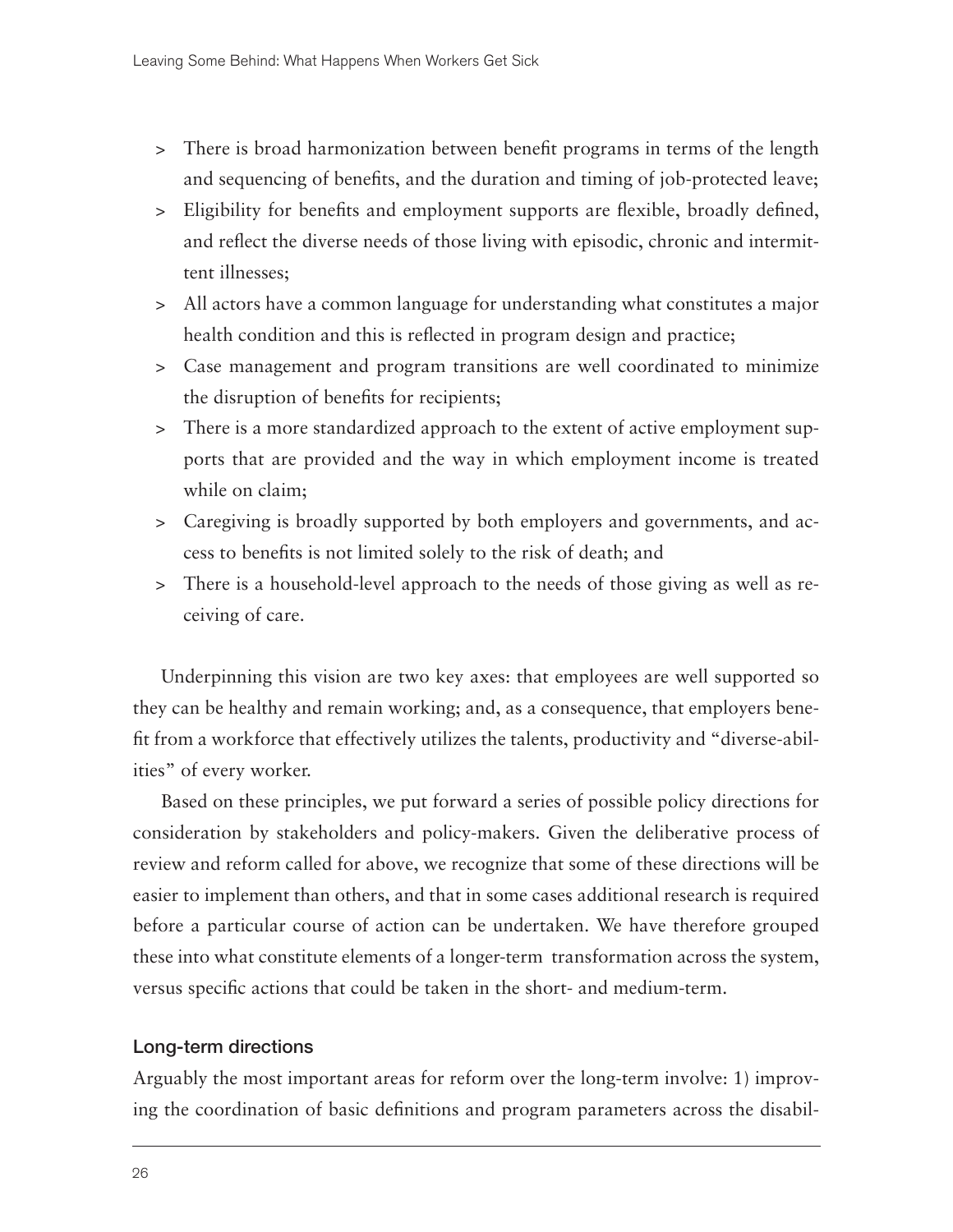- There is broad harmonization between benefit programs in terms of the length and sequencing of benefits, and the duration and timing of job-protected leave;
- Eligibility for benefits and employment supports are flexible, broadly defined, and reflect the diverse needs of those living with episodic, chronic and intermittent illnesses;
- All actors have a common language for understanding what constitutes a major health condition and this is reflected in program design and practice;
- Case management and program transitions are well coordinated to minimize the disruption of benefits for recipients;
- There is a more standardized approach to the extent of active employment supports that are provided and the way in which employment income is treated while on claim;
- Caregiving is broadly supported by both employers and governments, and access to benefits is not limited solely to the risk of death; and
- There is a household-level approach to the needs of those giving as well as receiving of care.

Underpinning this vision are two key axes: that employees are well supported so they can be healthy and remain working; and, as a consequence, that employers benefit from a workforce that effectively utilizes the talents, productivity and "diverse-abilities" of every worker.

Based on these principles, we put forward a series of possible policy directions for consideration by stakeholders and policy-makers. Given the deliberative process of review and reform called for above, we recognize that some of these directions will be easier to implement than others, and that in some cases additional research is required before a particular course of action can be undertaken. We have therefore grouped these into what constitute elements of a longer-term transformation across the system, versus specific actions that could be taken in the short- and medium-term.

### Long-term directions

Arguably the most important areas for reform over the long-term involve: 1) improving the coordination of basic definitions and program parameters across the disabil-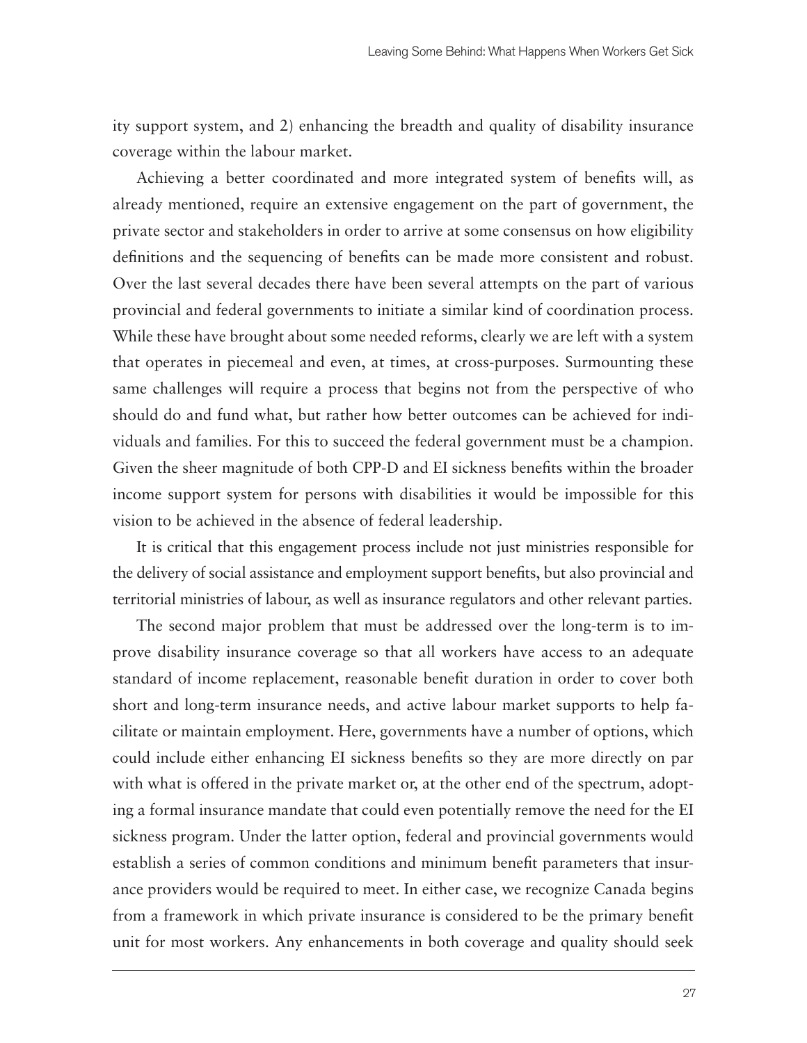ity support system, and 2) enhancing the breadth and quality of disability insurance coverage within the labour market.

Achieving a better coordinated and more integrated system of benefits will, as already mentioned, require an extensive engagement on the part of government, the private sector and stakeholders in order to arrive at some consensus on how eligibility definitions and the sequencing of benefits can be made more consistent and robust. Over the last several decades there have been several attempts on the part of various provincial and federal governments to initiate a similar kind of coordination process. While these have brought about some needed reforms, clearly we are left with a system that operates in piecemeal and even, at times, at cross-purposes. Surmounting these same challenges will require a process that begins not from the perspective of who should do and fund what, but rather how better outcomes can be achieved for individuals and families. For this to succeed the federal government must be a champion. Given the sheer magnitude of both CPP-D and EI sickness benefits within the broader income support system for persons with disabilities it would be impossible for this vision to be achieved in the absence of federal leadership.

It is critical that this engagement process include not just ministries responsible for the delivery of social assistance and employment support benefits, but also provincial and territorial ministries of labour, as well as insurance regulators and other relevant parties.

The second major problem that must be addressed over the long-term is to improve disability insurance coverage so that all workers have access to an adequate standard of income replacement, reasonable benefit duration in order to cover both short and long-term insurance needs, and active labour market supports to help facilitate or maintain employment. Here, governments have a number of options, which could include either enhancing EI sickness benefits so they are more directly on par with what is offered in the private market or, at the other end of the spectrum, adopting a formal insurance mandate that could even potentially remove the need for the EI sickness program. Under the latter option, federal and provincial governments would establish a series of common conditions and minimum benefit parameters that insurance providers would be required to meet. In either case, we recognize Canada begins from a framework in which private insurance is considered to be the primary benefit unit for most workers. Any enhancements in both coverage and quality should seek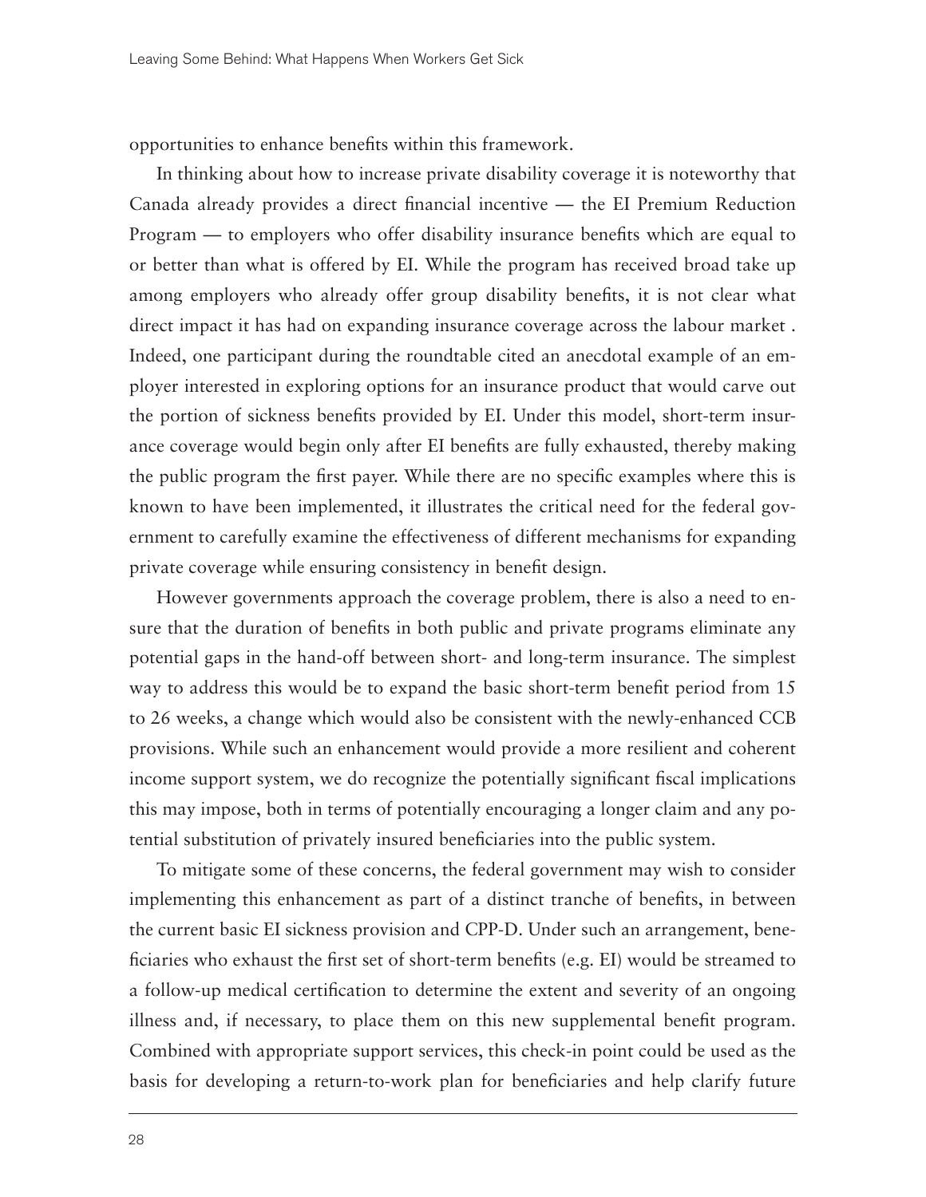opportunities to enhance benefits within this framework.

In thinking about how to increase private disability coverage it is noteworthy that Canada already provides a direct financial incentive — the EI Premium Reduction Program — to employers who offer disability insurance benefits which are equal to or better than what is offered by EI. While the program has received broad take up among employers who already offer group disability benefits, it is not clear what direct impact it has had on expanding insurance coverage across the labour market . Indeed, one participant during the roundtable cited an anecdotal example of an employer interested in exploring options for an insurance product that would carve out the portion of sickness benefits provided by EI. Under this model, short-term insurance coverage would begin only after EI benefits are fully exhausted, thereby making the public program the first payer. While there are no specific examples where this is known to have been implemented, it illustrates the critical need for the federal government to carefully examine the effectiveness of different mechanisms for expanding private coverage while ensuring consistency in benefit design.

However governments approach the coverage problem, there is also a need to ensure that the duration of benefits in both public and private programs eliminate any potential gaps in the hand-off between short- and long-term insurance. The simplest way to address this would be to expand the basic short-term benefit period from 15 to 26 weeks, a change which would also be consistent with the newly-enhanced CCB provisions. While such an enhancement would provide a more resilient and coherent income support system, we do recognize the potentially significant fiscal implications this may impose, both in terms of potentially encouraging a longer claim and any potential substitution of privately insured beneficiaries into the public system.

To mitigate some of these concerns, the federal government may wish to consider implementing this enhancement as part of a distinct tranche of benefits, in between the current basic EI sickness provision and CPP-D. Under such an arrangement, beneficiaries who exhaust the first set of short-term benefits (e.g. EI) would be streamed to a follow-up medical certification to determine the extent and severity of an ongoing illness and, if necessary, to place them on this new supplemental benefit program. Combined with appropriate support services, this check-in point could be used as the basis for developing a return-to-work plan for beneficiaries and help clarify future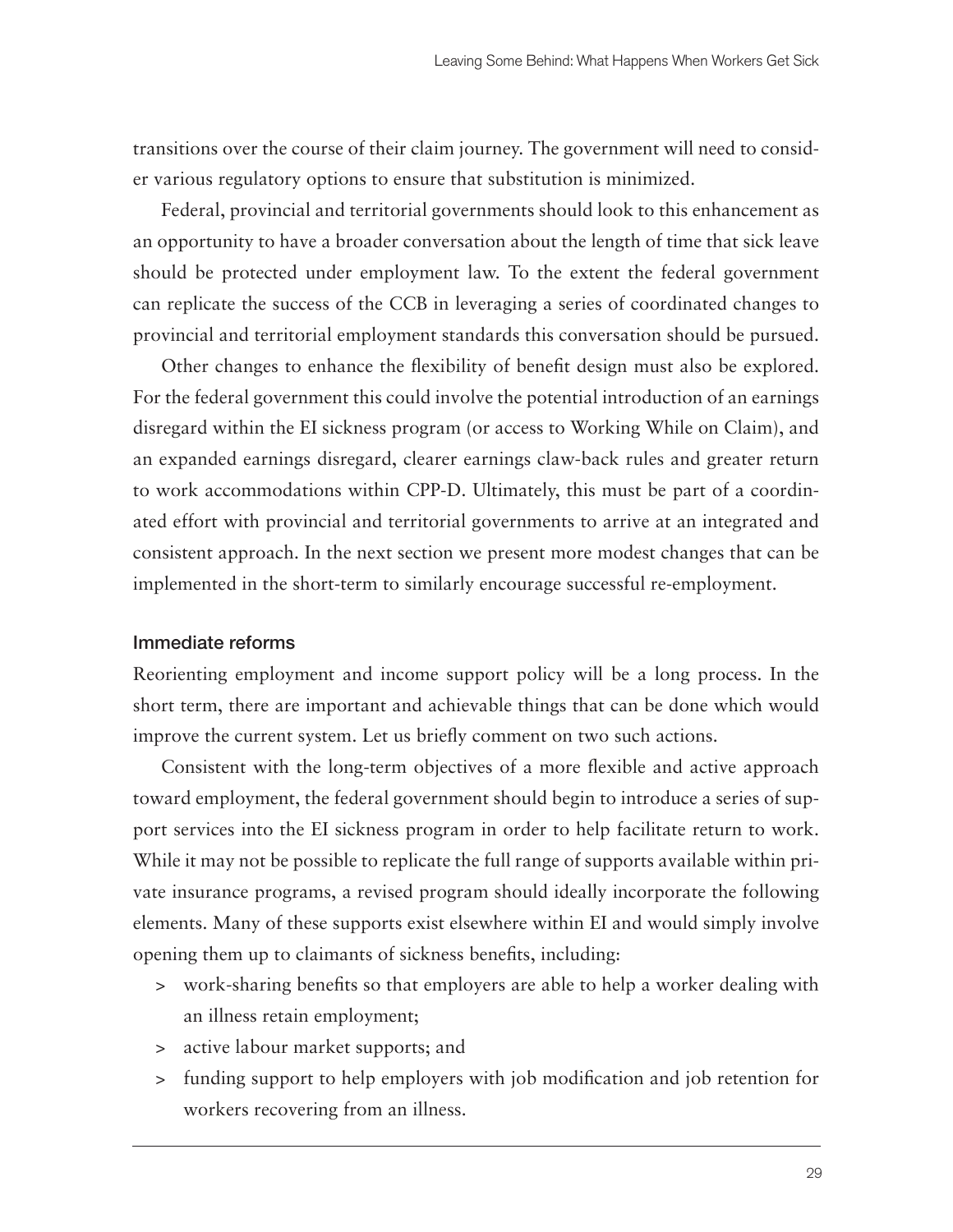transitions over the course of their claim journey. The government will need to consider various regulatory options to ensure that substitution is minimized.

Federal, provincial and territorial governments should look to this enhancement as an opportunity to have a broader conversation about the length of time that sick leave should be protected under employment law. To the extent the federal government can replicate the success of the CCB in leveraging a series of coordinated changes to provincial and territorial employment standards this conversation should be pursued.

Other changes to enhance the flexibility of benefit design must also be explored. For the federal government this could involve the potential introduction of an earnings disregard within the EI sickness program (or access to Working While on Claim), and an expanded earnings disregard, clearer earnings claw-back rules and greater return to work accommodations within CPP-D. Ultimately, this must be part of a coordinated effort with provincial and territorial governments to arrive at an integrated and consistent approach. In the next section we present more modest changes that can be implemented in the short-term to similarly encourage successful re-employment.

### Immediate reforms

Reorienting employment and income support policy will be a long process. In the short term, there are important and achievable things that can be done which would improve the current system. Let us briefly comment on two such actions.

Consistent with the long-term objectives of a more flexible and active approach toward employment, the federal government should begin to introduce a series of support services into the EI sickness program in order to help facilitate return to work. While it may not be possible to replicate the full range of supports available within private insurance programs, a revised program should ideally incorporate the following elements. Many of these supports exist elsewhere within EI and would simply involve opening them up to claimants of sickness benefits, including:

- work-sharing benefits so that employers are able to help a worker dealing with an illness retain employment;
- active labour market supports; and
- funding support to help employers with job modification and job retention for workers recovering from an illness.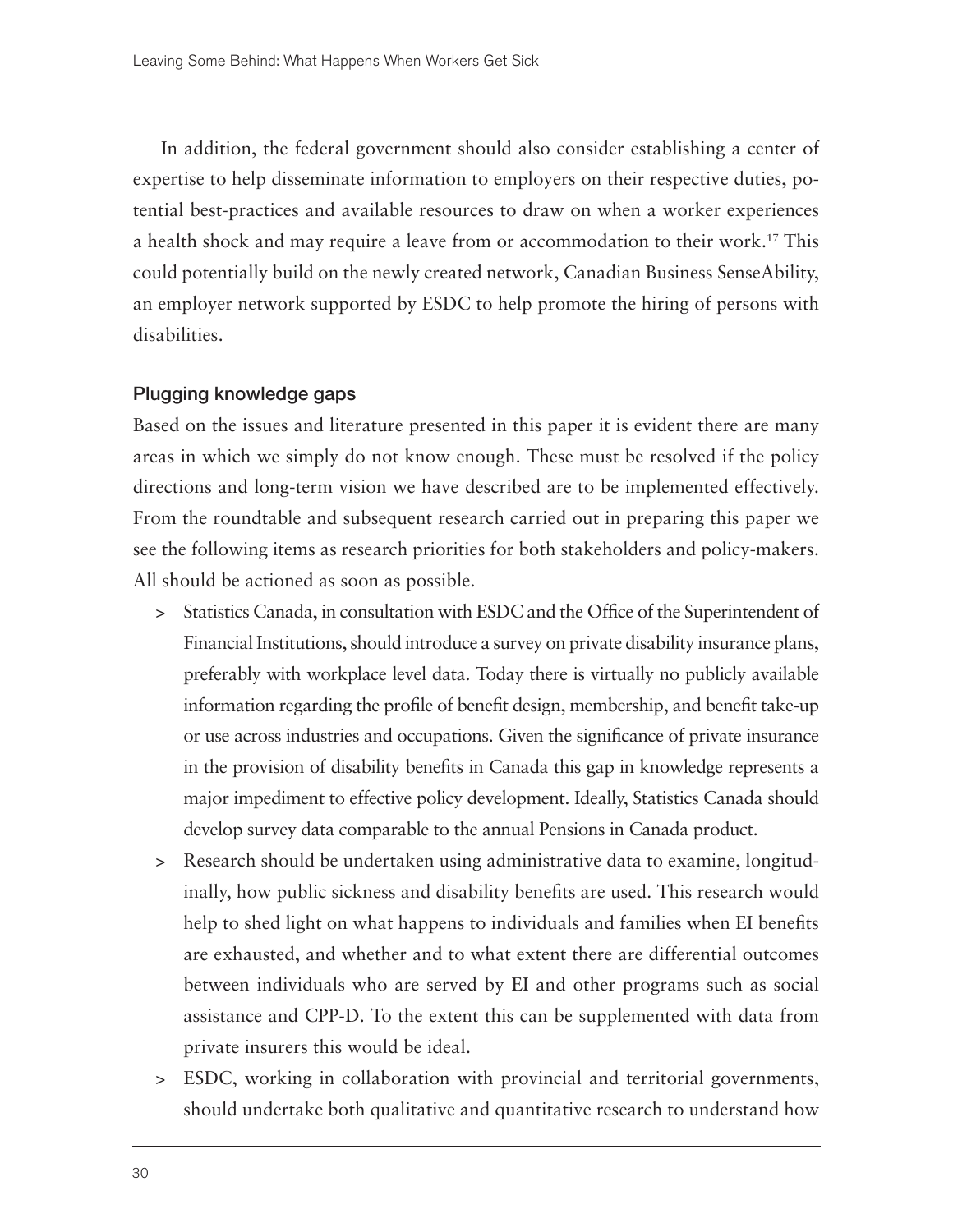In addition, the federal government should also consider establishing a center of expertise to help disseminate information to employers on their respective duties, potential best-practices and available resources to draw on when a worker experiences a health shock and may require a leave from or accommodation to their work.[17] This could potentially build on the newly created network, Canadian Business SenseAbility, an employer network supported by ESDC to help promote the hiring of persons with disabilities.

### Plugging knowledge gaps

Based on the issues and literature presented in this paper it is evident there are many areas in which we simply do not know enough. These must be resolved if the policy directions and long-term vision we have described are to be implemented effectively. From the roundtable and subsequent research carried out in preparing this paper we see the following items as research priorities for both stakeholders and policy-makers. All should be actioned as soon as possible.

> Statistics Canada, in consultation with ESDC and the Office of the Superintendent of Financial Institutions, should introduce a survey on private disability insurance plans, preferably with workplace level data. Today there is virtually no publicly available information regarding the profile of benefit design, membership, and benefit take-up or use across industries and occupations. Given the significance of private insurance in the provision of disability benefits in Canada this gap in knowledge represents a major impediment to effective policy development. Ideally, Statistics Canada should develop survey data comparable to the annual Pensions in Canada product.

> Research should be undertaken using administrative data to examine, longitudinally, how public sickness and disability benefits are used. This research would help to shed light on what happens to individuals and families when EI benefits are exhausted, and whether and to what extent there are differential outcomes between individuals who are served by EI and other programs such as social assistance and CPP-D. To the extent this can be supplemented with data from private insurers this would be ideal.

> ESDC, working in collaboration with provincial and territorial governments, should undertake both qualitative and quantitative research to understand how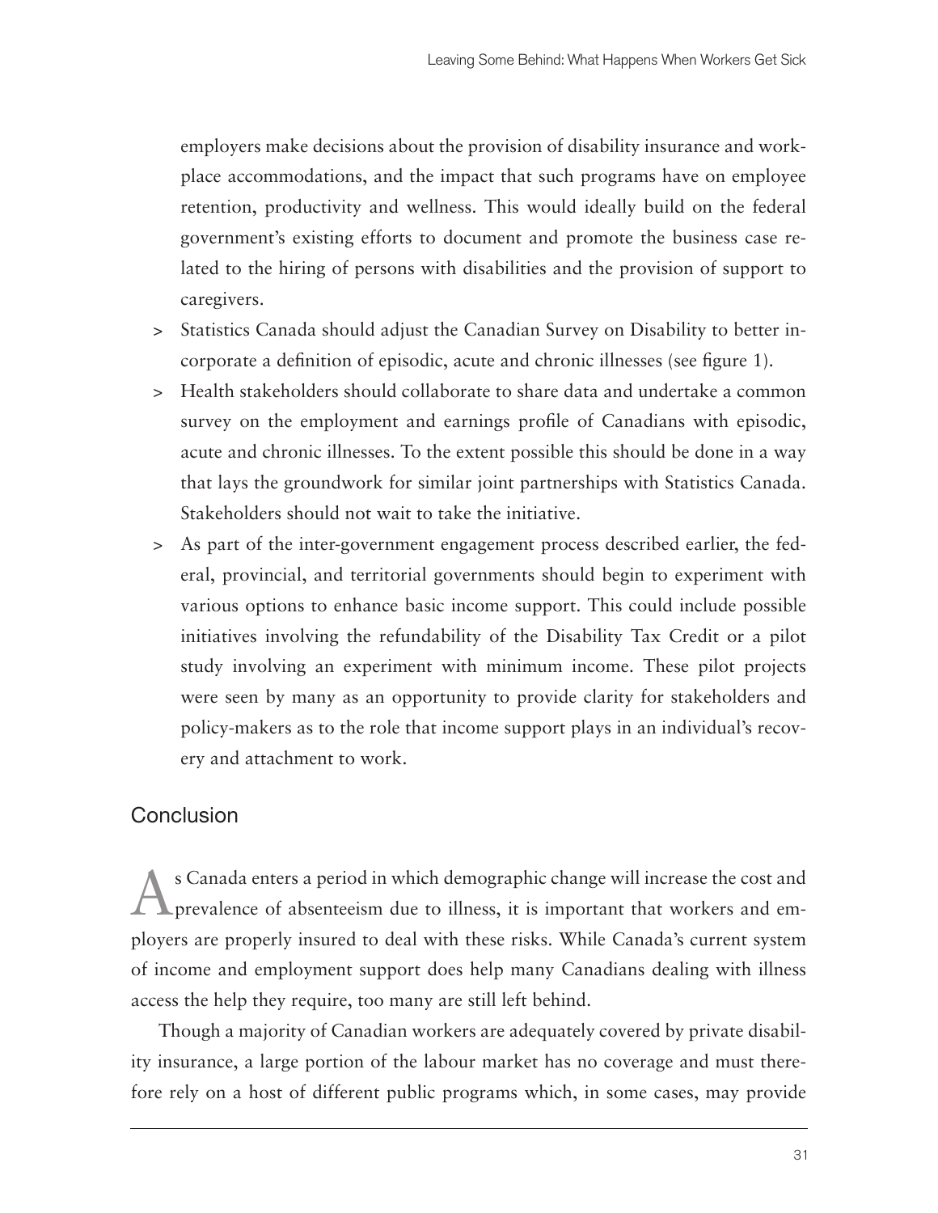employers make decisions about the provision of disability insurance and workplace accommodations, and the impact that such programs have on employee retention, productivity and wellness. This would ideally build on the federal government's existing efforts to document and promote the business case related to the hiring of persons with disabilities and the provision of support to caregivers.

> Statistics Canada should adjust the Canadian Survey on Disability to better incorporate a definition of episodic, acute and chronic illnesses (see figure 1).
> Health stakeholders should collaborate to share data and undertake a common survey on the employment and earnings profile of Canadians with episodic, acute and chronic illnesses. To the extent possible this should be done in a way that lays the groundwork for similar joint partnerships with Statistics Canada. Stakeholders should not wait to take the initiative.
> As part of the inter-government engagement process described earlier, the federal, provincial, and territorial governments should begin to experiment with various options to enhance basic income support. This could include possible initiatives involving the refundability of the Disability Tax Credit or a pilot study involving an experiment with minimum income. These pilot projects were seen by many as an opportunity to provide clarity for stakeholders and policy-makers as to the role that income support plays in an individual's recovery and attachment to work.

## Conclusion

As Canada enters a period in which demographic change will increase the cost and prevalence of absenteeism due to illness, it is important that workers and employers are properly insured to deal with these risks. While Canada's current system of income and employment support does help many Canadians dealing with illness access the help they require, too many are still left behind.

Though a majority of Canadian workers are adequately covered by private disability insurance, a large portion of the labour market has no coverage and must therefore rely on a host of different public programs which, in some cases, may provide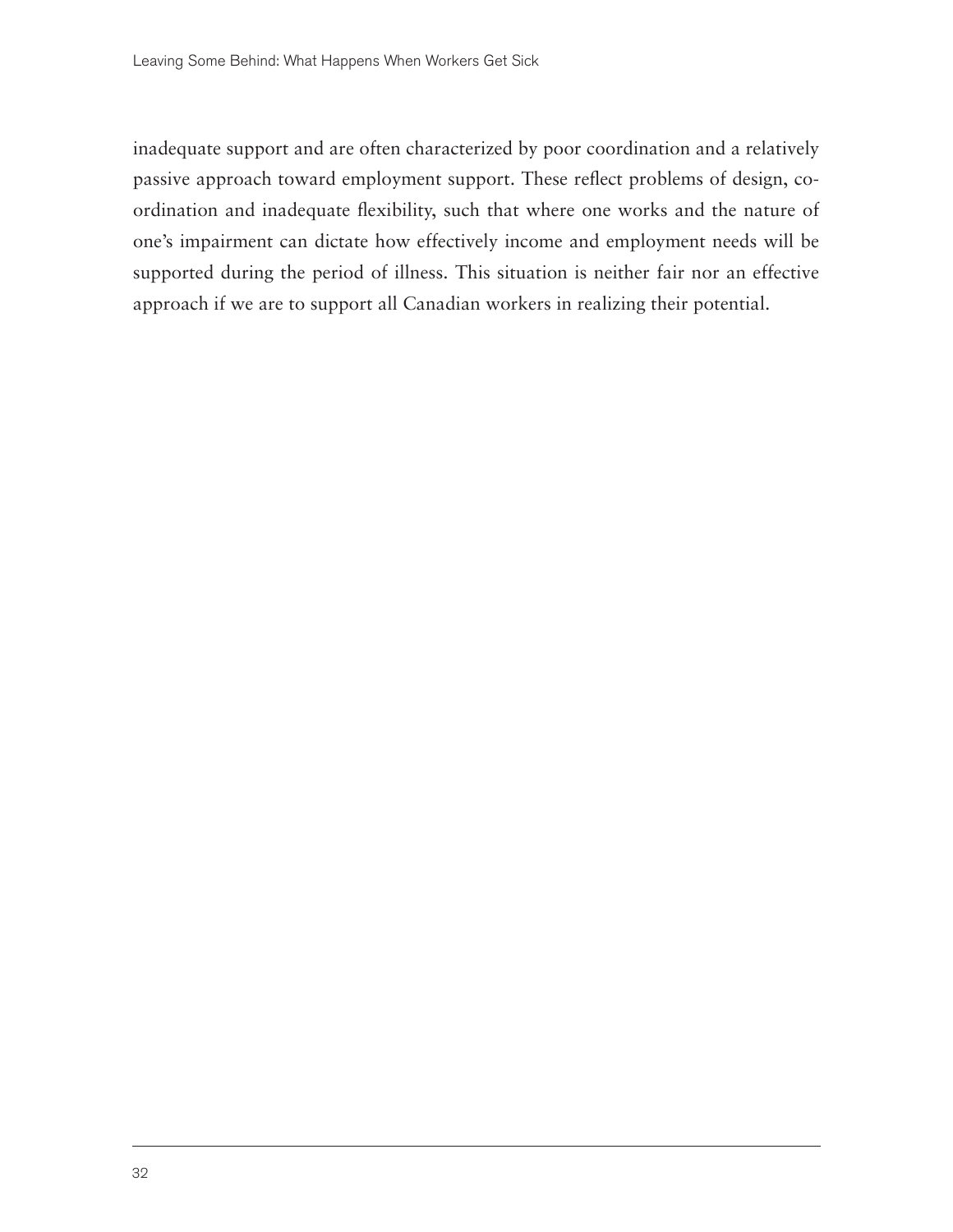inadequate support and are often characterized by poor coordination and a relatively passive approach toward employment support. These reflect problems of design, co-ordination and inadequate flexibility, such that where one works and the nature of one's impairment can dictate how effectively income and employment needs will be supported during the period of illness. This situation is neither fair nor an effective approach if we are to support all Canadian workers in realizing their potential.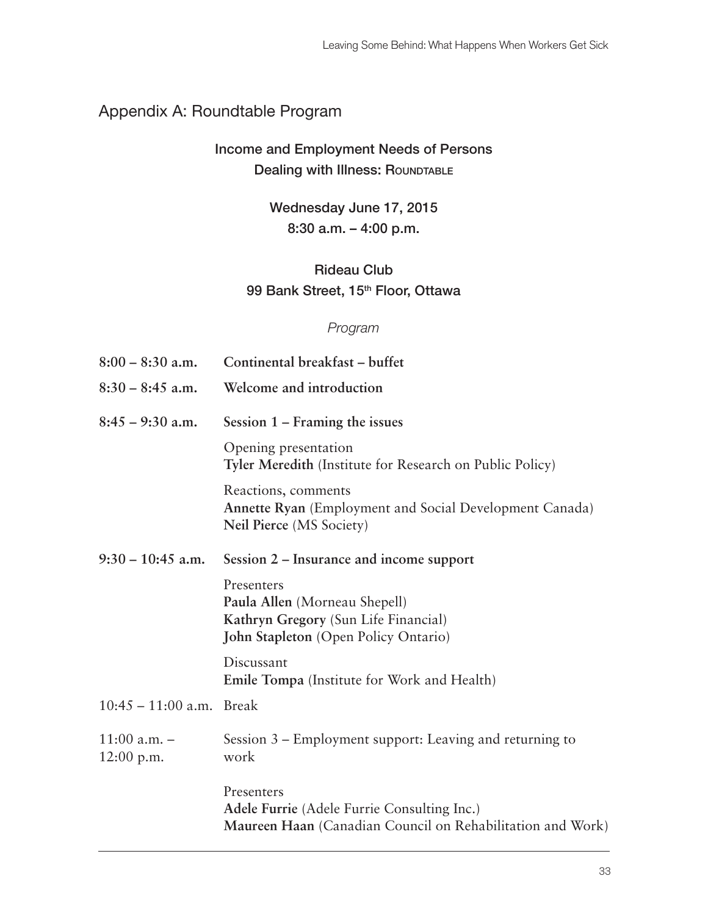## Appendix A: Roundtable Program

### Income and Employment Needs of Persons Dealing with Illness: Roundtable

**Wednesday June 17, 2015**
**8:30 a.m. – 4:00 p.m.**

**Rideau Club**
**99 Bank Street, 15th Floor, Ottawa**

*Program*

**8:00 – 8:30 a.m.** **Continental breakfast – buffet**

**8:30 – 8:45 a.m.** **Welcome and introduction**

**8:45 – 9:30 a.m.** **Session 1 – Framing the issues**

Opening presentation
**Tyler Meredith** (Institute for Research on Public Policy)

Reactions, comments
**Annette Ryan** (Employment and Social Development Canada)
**Neil Pierce** (MS Society)

**9:30 – 10:45 a.m.** **Session 2 – Insurance and income support**

Presenters
**Paula Allen** (Morneau Shepell)
**Kathryn Gregory** (Sun Life Financial)
**John Stapleton** (Open Policy Ontario)

Discussant
**Emile Tompa** (Institute for Work and Health)

10:45 – 11:00 a.m. Break

11:00 a.m. – 12:00 p.m. Session 3 – Employment support: Leaving and returning to work

Presenters
**Adele Furrie** (Adele Furrie Consulting Inc.)
**Maureen Haan** (Canadian Council on Rehabilitation and Work)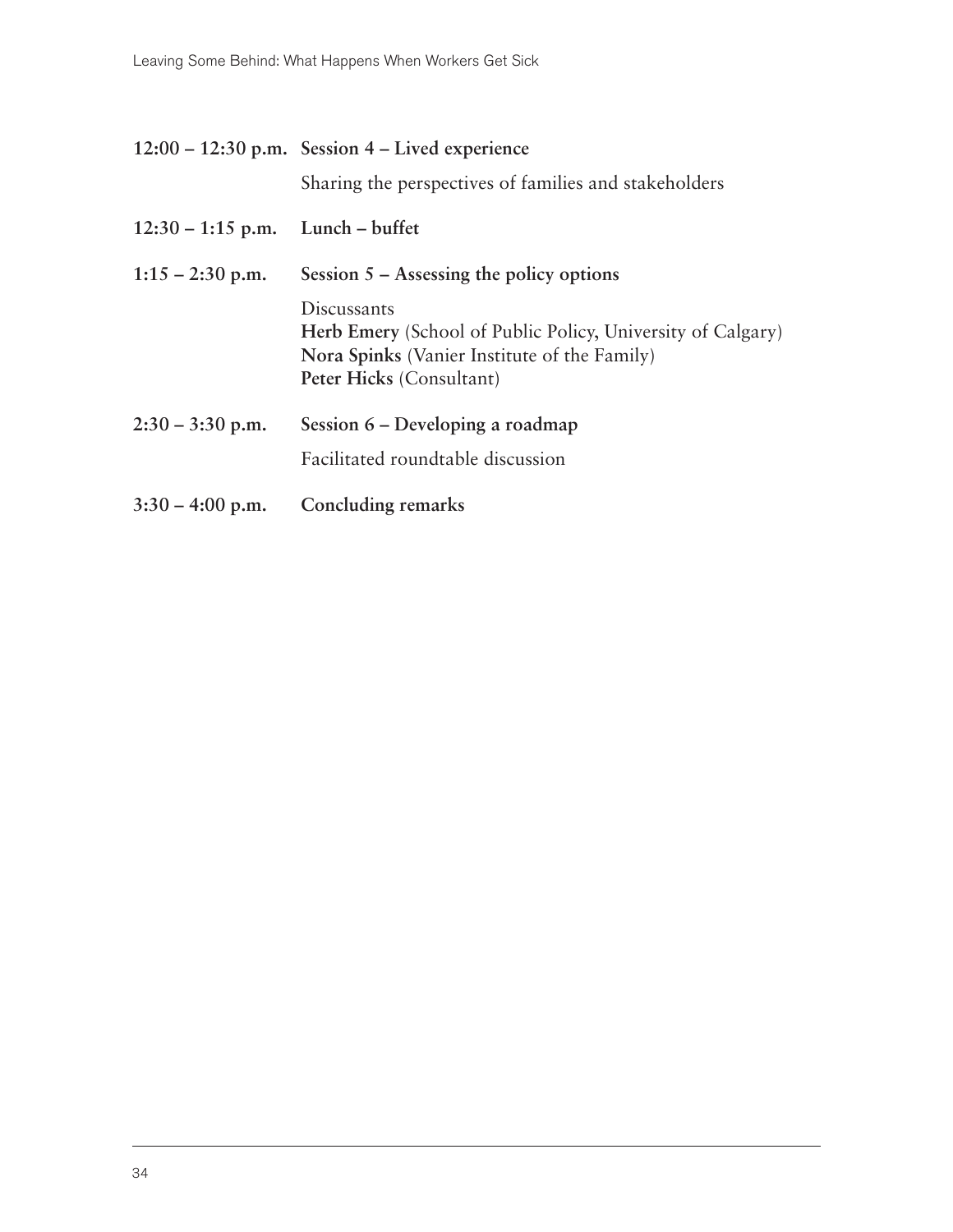**12:00 – 12:30 p.m.** **Session 4 – Lived experience**

Sharing the perspectives of families and stakeholders

**12:30 – 1:15 p.m.** **Lunch – buffet**

**1:15 – 2:30 p.m.** **Session 5 – Assessing the policy options**

Discussants
**Herb Emery** (School of Public Policy, University of Calgary)
**Nora Spinks** (Vanier Institute of the Family)
**Peter Hicks** (Consultant)

**2:30 – 3:30 p.m.** **Session 6 – Developing a roadmap**

Facilitated roundtable discussion

**3:30 – 4:00 p.m.** **Concluding remarks**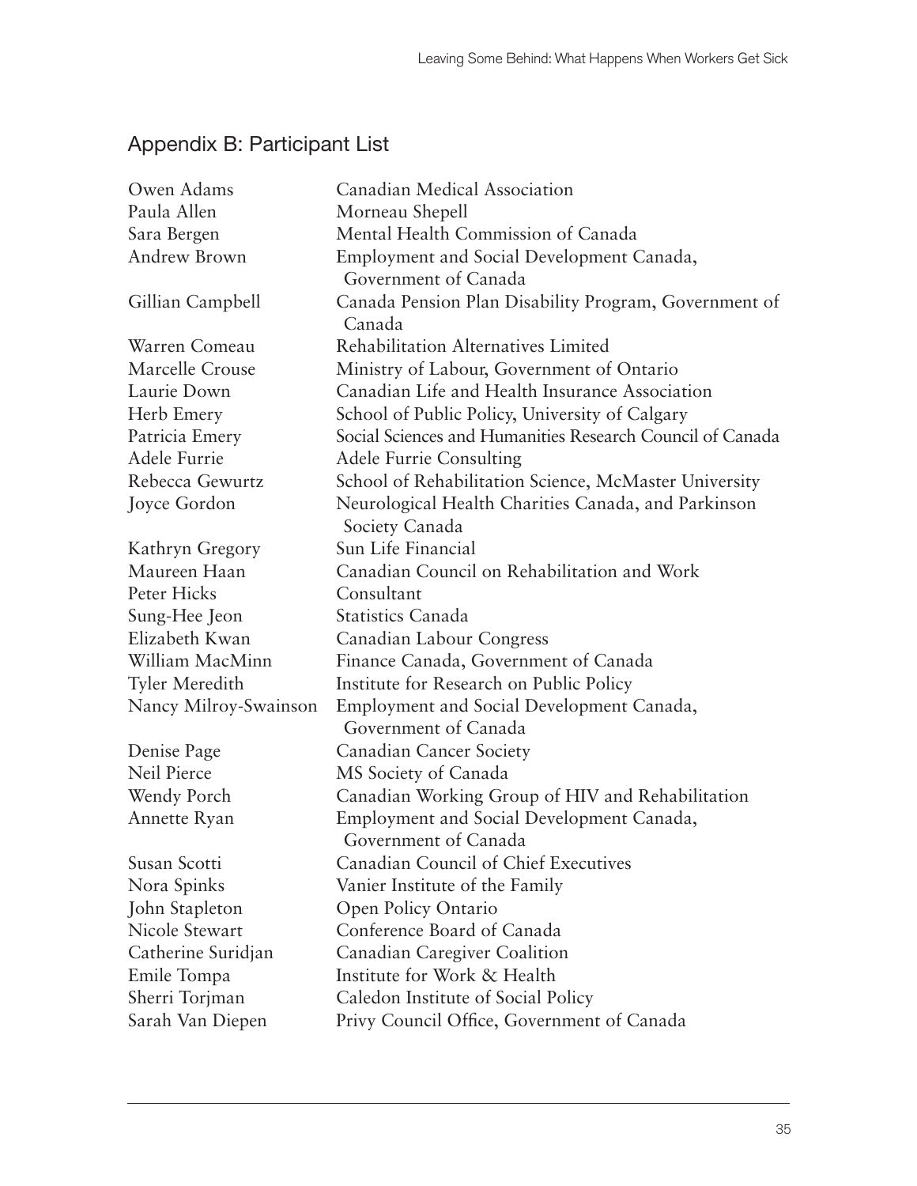## Appendix B: Participant List

| | |
|---|---|
| Owen Adams | Canadian Medical Association |
| Paula Allen | Morneau Shepell |
| Sara Bergen | Mental Health Commission of Canada |
| Andrew Brown | Employment and Social Development Canada, Government of Canada |
| Gillian Campbell | Canada Pension Plan Disability Program, Government of Canada |
| Warren Comeau | Rehabilitation Alternatives Limited |
| Marcelle Crouse | Ministry of Labour, Government of Ontario |
| Laurie Down | Canadian Life and Health Insurance Association |
| Herb Emery | School of Public Policy, University of Calgary |
| Patricia Emery | Social Sciences and Humanities Research Council of Canada |
| Adele Furrie | Adele Furrie Consulting |
| Rebecca Gewurtz | School of Rehabilitation Science, McMaster University |
| Joyce Gordon | Neurological Health Charities Canada, and Parkinson Society Canada |
| Kathryn Gregory | Sun Life Financial |
| Maureen Haan | Canadian Council on Rehabilitation and Work |
| Peter Hicks | Consultant |
| Sung-Hee Jeon | Statistics Canada |
| Elizabeth Kwan | Canadian Labour Congress |
| William MacMinn | Finance Canada, Government of Canada |
| Tyler Meredith | Institute for Research on Public Policy |
| Nancy Milroy-Swainson | Employment and Social Development Canada, Government of Canada |
| Denise Page | Canadian Cancer Society |
| Neil Pierce | MS Society of Canada |
| Wendy Porch | Canadian Working Group of HIV and Rehabilitation |
| Annette Ryan | Employment and Social Development Canada, Government of Canada |
| Susan Scotti | Canadian Council of Chief Executives |
| Nora Spinks | Vanier Institute of the Family |
| John Stapleton | Open Policy Ontario |
| Nicole Stewart | Conference Board of Canada |
| Catherine Suridjan | Canadian Caregiver Coalition |
| Emile Tompa | Institute for Work & Health |
| Sherri Torjman | Caledon Institute of Social Policy |
| Sarah Van Diepen | Privy Council Office, Government of Canada |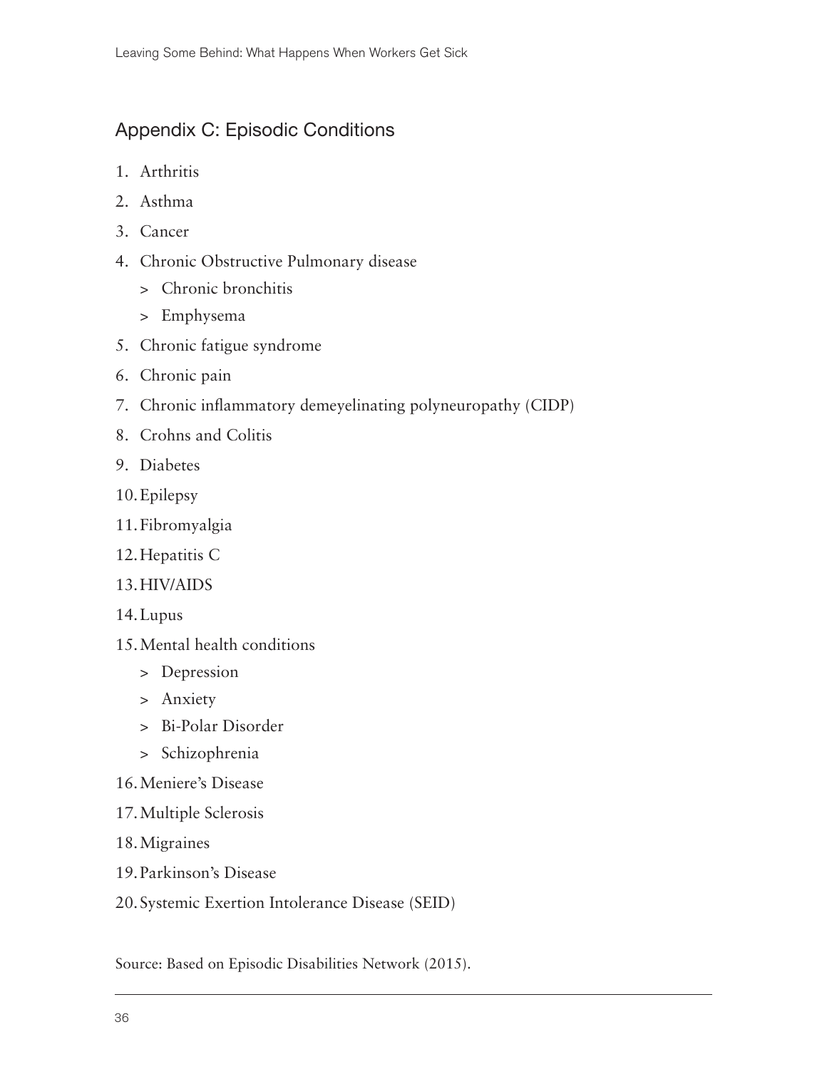## Appendix C: Episodic Conditions

1. Arthritis
2. Asthma
3. Cancer
4. Chronic Obstructive Pulmonary disease
   - Chronic bronchitis
   - Emphysema
5. Chronic fatigue syndrome
6. Chronic pain
7. Chronic inflammatory demeyelinating polyneuropathy (CIDP)
8. Crohns and Colitis
9. Diabetes
10. Epilepsy
11. Fibromyalgia
12. Hepatitis C
13. HIV/AIDS
14. Lupus
15. Mental health conditions
    - Depression
    - Anxiety
    - Bi-Polar Disorder
    - Schizophrenia
16. Meniere's Disease
17. Multiple Sclerosis
18. Migraines
19. Parkinson's Disease
20. Systemic Exertion Intolerance Disease (SEID)

Source: Based on Episodic Disabilities Network (2015).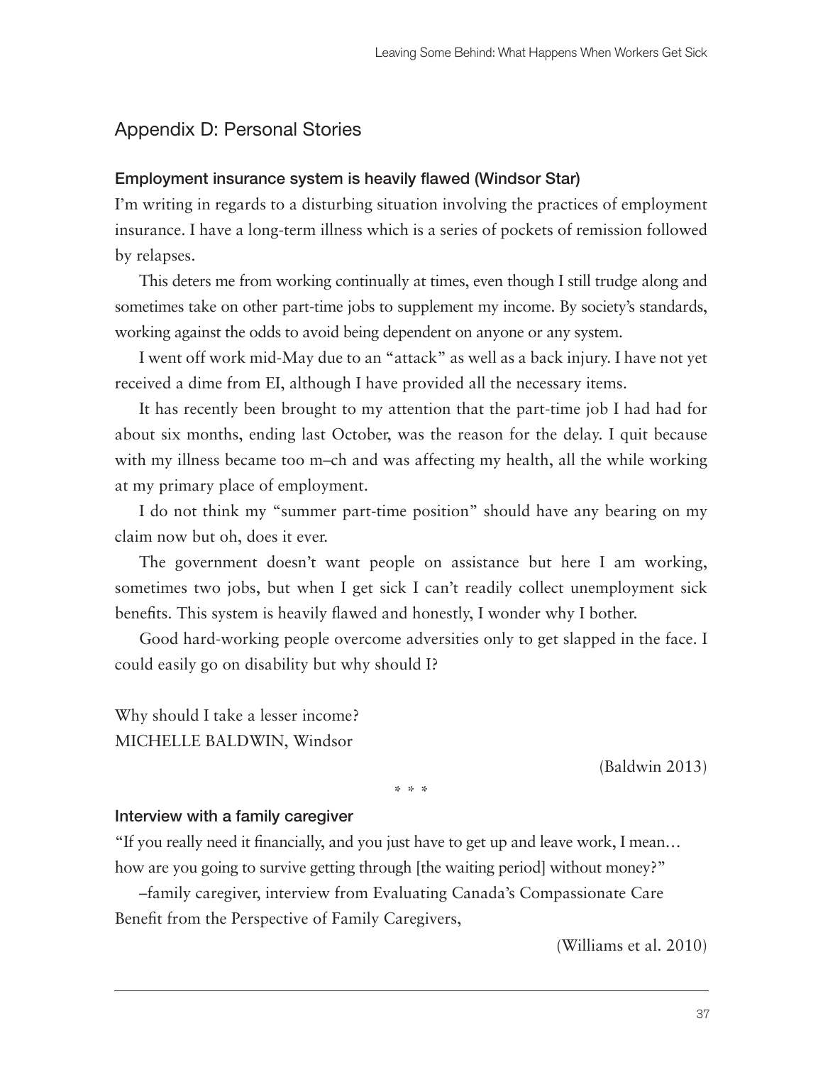## Appendix D: Personal Stories

### Employment insurance system is heavily flawed (Windsor Star)

I'm writing in regards to a disturbing situation involving the practices of employment insurance. I have a long-term illness which is a series of pockets of remission followed by relapses.

This deters me from working continually at times, even though I still trudge along and sometimes take on other part-time jobs to supplement my income. By society's standards, working against the odds to avoid being dependent on anyone or any system.

I went off work mid-May due to an "attack" as well as a back injury. I have not yet received a dime from EI, although I have provided all the necessary items.

It has recently been brought to my attention that the part-time job I had had for about six months, ending last October, was the reason for the delay. I quit because with my illness became too m–ch and was affecting my health, all the while working at my primary place of employment.

I do not think my "summer part-time position" should have any bearing on my claim now but oh, does it ever.

The government doesn't want people on assistance but here I am working, sometimes two jobs, but when I get sick I can't readily collect unemployment sick benefits. This system is heavily flawed and honestly, I wonder why I bother.

Good hard-working people overcome adversities only to get slapped in the face. I could easily go on disability but why should I?

Why should I take a lesser income?
MICHELLE BALDWIN, Windsor

(Baldwin 2013)

* * *

### Interview with a family caregiver

"If you really need it financially, and you just have to get up and leave work, I mean… how are you going to survive getting through [the waiting period] without money?"

–family caregiver, interview from Evaluating Canada's Compassionate Care Benefit from the Perspective of Family Caregivers,

(Williams et al. 2010)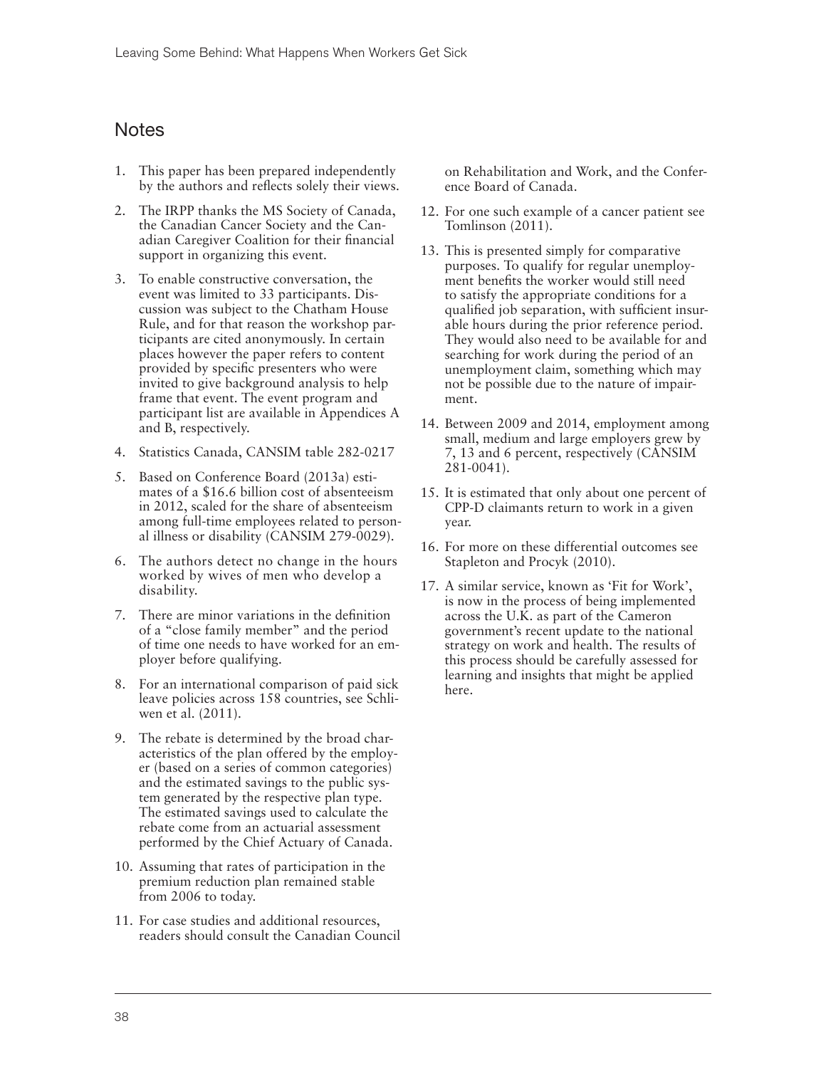## Notes

1. This paper has been prepared independently by the authors and reflects solely their views.
2. The IRPP thanks the MS Society of Canada, the Canadian Cancer Society and the Canadian Caregiver Coalition for their financial support in organizing this event.
3. To enable constructive conversation, the event was limited to 33 participants. Discussion was subject to the Chatham House Rule, and for that reason the workshop participants are cited anonymously. In certain places however the paper refers to content provided by specific presenters who were invited to give background analysis to help frame that event. The event program and participant list are available in Appendices A and B, respectively.
4. Statistics Canada, CANSIM table 282-0217
5. Based on Conference Board (2013a) estimates of a $16.6 billion cost of absenteeism in 2012, scaled for the share of absenteeism among full-time employees related to personal illness or disability (CANSIM 279-0029).
6. The authors detect no change in the hours worked by wives of men who develop a disability.
7. There are minor variations in the definition of a "close family member" and the period of time one needs to have worked for an employer before qualifying.
8. For an international comparison of paid sick leave policies across 158 countries, see Schliwen et al. (2011).
9. The rebate is determined by the broad characteristics of the plan offered by the employer (based on a series of common categories) and the estimated savings to the public system generated by the respective plan type. The estimated savings used to calculate the rebate come from an actuarial assessment performed by the Chief Actuary of Canada.
10. Assuming that rates of participation in the premium reduction plan remained stable from 2006 to today.
11. For case studies and additional resources, readers should consult the Canadian Council on Rehabilitation and Work, and the Conference Board of Canada.
12. For one such example of a cancer patient see Tomlinson (2011).
13. This is presented simply for comparative purposes. To qualify for regular unemployment benefits the worker would still need to satisfy the appropriate conditions for a qualified job separation, with sufficient insurable hours during the prior reference period. They would also need to be available for and searching for work during the period of an unemployment claim, something which may not be possible due to the nature of impairment.
14. Between 2009 and 2014, employment among small, medium and large employers grew by 7, 13 and 6 percent, respectively (CANSIM 281-0041).
15. It is estimated that only about one percent of CPP-D claimants return to work in a given year.
16. For more on these differential outcomes see Stapleton and Procyk (2010).
17. A similar service, known as 'Fit for Work', is now in the process of being implemented across the U.K. as part of the Cameron government's recent update to the national strategy on work and health. The results of this process should be carefully assessed for learning and insights that might be applied here.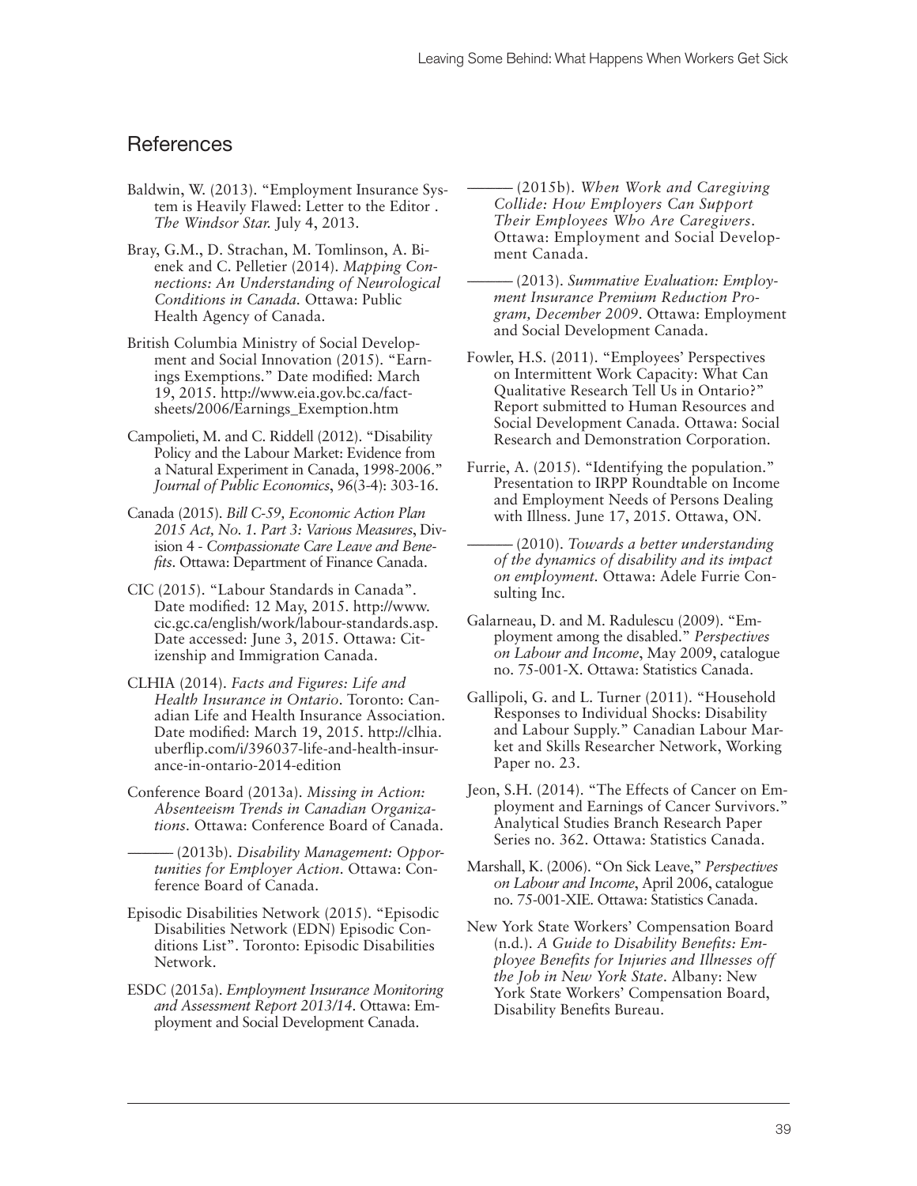## References

Baldwin, W. (2013). "Employment Insurance System is Heavily Flawed: Letter to the Editor . *The Windsor Star.* July 4, 2013.

Bray, G.M., D. Strachan, M. Tomlinson, A. Bienek and C. Pelletier (2014). *Mapping Connections: An Understanding of Neurological Conditions in Canada.* Ottawa: Public Health Agency of Canada.

British Columbia Ministry of Social Development and Social Innovation (2015). "Earnings Exemptions." Date modified: March 19, 2015. http://www.eia.gov.bc.ca/factsheets/2006/Earnings_Exemption.htm

Campolieti, M. and C. Riddell (2012). "Disability Policy and the Labour Market: Evidence from a Natural Experiment in Canada, 1998-2006." *Journal of Public Economics*, 96(3-4): 303-16.

Canada (2015). *Bill C-59, Economic Action Plan 2015 Act, No. 1. Part 3: Various Measures*, Division 4 - *Compassionate Care Leave and Benefits*. Ottawa: Department of Finance Canada.

CIC (2015). "Labour Standards in Canada". Date modified: 12 May, 2015. http://www.cic.gc.ca/english/work/labour-standards.asp. Date accessed: June 3, 2015. Ottawa: Citizenship and Immigration Canada.

CLHIA (2014). *Facts and Figures: Life and Health Insurance in Ontario*. Toronto: Canadian Life and Health Insurance Association. Date modified: March 19, 2015. http://clhia.uberflip.com/i/396037-life-and-health-insurance-in-ontario-2014-edition

Conference Board (2013a). *Missing in Action: Absenteeism Trends in Canadian Organizations*. Ottawa: Conference Board of Canada.

——— (2013b). *Disability Management: Opportunities for Employer Action*. Ottawa: Conference Board of Canada.

Episodic Disabilities Network (2015). "Episodic Disabilities Network (EDN) Episodic Conditions List". Toronto: Episodic Disabilities Network.

ESDC (2015a). *Employment Insurance Monitoring and Assessment Report 2013/14*. Ottawa: Employment and Social Development Canada.

——— (2015b). *When Work and Caregiving Collide: How Employers Can Support Their Employees Who Are Caregivers*. Ottawa: Employment and Social Development Canada.

——— (2013). *Summative Evaluation: Employment Insurance Premium Reduction Program, December 2009*. Ottawa: Employment and Social Development Canada.

Fowler, H.S. (2011). "Employees' Perspectives on Intermittent Work Capacity: What Can Qualitative Research Tell Us in Ontario?" Report submitted to Human Resources and Social Development Canada. Ottawa: Social Research and Demonstration Corporation.

Furrie, A. (2015). "Identifying the population." Presentation to IRPP Roundtable on Income and Employment Needs of Persons Dealing with Illness. June 17, 2015. Ottawa, ON.

——— (2010). *Towards a better understanding of the dynamics of disability and its impact on employment*. Ottawa: Adele Furrie Consulting Inc.

Galarneau, D. and M. Radulescu (2009). "Employment among the disabled." *Perspectives on Labour and Income*, May 2009, catalogue no. 75-001-X. Ottawa: Statistics Canada.

Gallipoli, G. and L. Turner (2011). "Household Responses to Individual Shocks: Disability and Labour Supply." Canadian Labour Market and Skills Researcher Network, Working Paper no. 23.

Jeon, S.H. (2014). "The Effects of Cancer on Employment and Earnings of Cancer Survivors." Analytical Studies Branch Research Paper Series no. 362. Ottawa: Statistics Canada.

Marshall, K. (2006). "On Sick Leave," *Perspectives on Labour and Income*, April 2006, catalogue no. 75-001-XIE. Ottawa: Statistics Canada.

New York State Workers' Compensation Board (n.d.). *A Guide to Disability Benefits: Employee Benefits for Injuries and Illnesses off the Job in New York State*. Albany: New York State Workers' Compensation Board, Disability Benefits Bureau.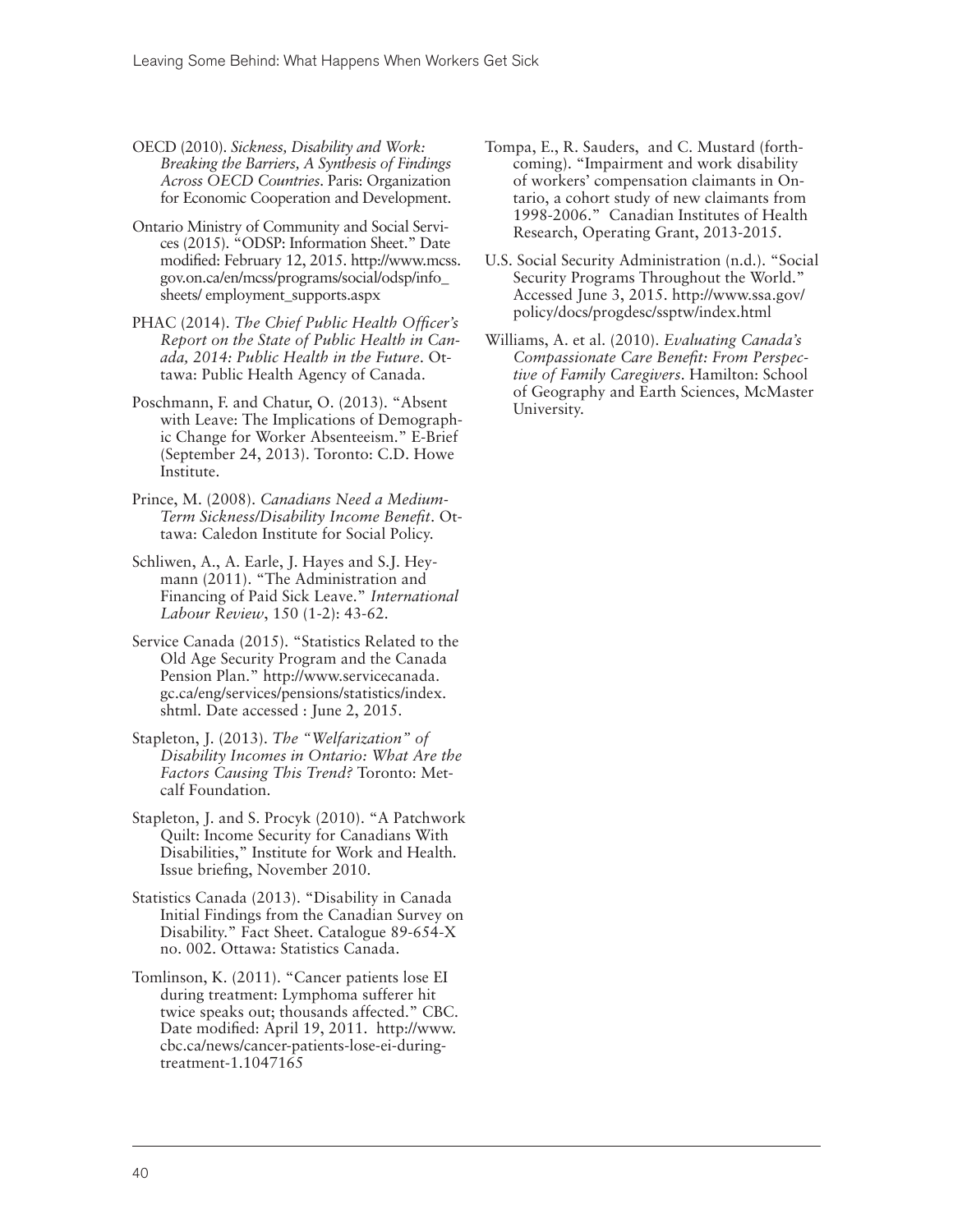OECD (2010). *Sickness, Disability and Work: Breaking the Barriers, A Synthesis of Findings Across OECD Countries*. Paris: Organization for Economic Cooperation and Development.

Ontario Ministry of Community and Social Services (2015). "ODSP: Information Sheet." Date modified: February 12, 2015. http://www.mcss.gov.on.ca/en/mcss/programs/social/odsp/info_sheets/ employment_supports.aspx

PHAC (2014). *The Chief Public Health Officer's Report on the State of Public Health in Canada, 2014: Public Health in the Future*. Ottawa: Public Health Agency of Canada.

Poschmann, F. and Chatur, O. (2013). "Absent with Leave: The Implications of Demographic Change for Worker Absenteeism." E-Brief (September 24, 2013). Toronto: C.D. Howe Institute.

Prince, M. (2008). *Canadians Need a Medium-Term Sickness/Disability Income Benefit*. Ottawa: Caledon Institute for Social Policy.

Schliwen, A., A. Earle, J. Hayes and S.J. Heymann (2011). "The Administration and Financing of Paid Sick Leave." *International Labour Review*, 150 (1-2): 43-62.

Service Canada (2015). "Statistics Related to the Old Age Security Program and the Canada Pension Plan." http://www.servicecanada.gc.ca/eng/services/pensions/statistics/index.shtml. Date accessed : June 2, 2015.

Stapleton, J. (2013). *The "Welfarization" of Disability Incomes in Ontario: What Are the Factors Causing This Trend?* Toronto: Metcalf Foundation.

Stapleton, J. and S. Procyk (2010). "A Patchwork Quilt: Income Security for Canadians With Disabilities," Institute for Work and Health. Issue briefing, November 2010.

Statistics Canada (2013). "Disability in Canada Initial Findings from the Canadian Survey on Disability." Fact Sheet. Catalogue 89-654-X no. 002. Ottawa: Statistics Canada.

Tomlinson, K. (2011). "Cancer patients lose EI during treatment: Lymphoma sufferer hit twice speaks out; thousands affected." CBC. Date modified: April 19, 2011. http://www.cbc.ca/news/cancer-patients-lose-ei-during-treatment-1.1047165

Tompa, E., R. Sauders, and C. Mustard (forthcoming). "Impairment and work disability of workers' compensation claimants in Ontario, a cohort study of new claimants from 1998-2006." Canadian Institutes of Health Research, Operating Grant, 2013-2015.

U.S. Social Security Administration (n.d.). "Social Security Programs Throughout the World." Accessed June 3, 2015. http://www.ssa.gov/policy/docs/progdesc/ssptw/index.html

Williams, A. et al. (2010). *Evaluating Canada's Compassionate Care Benefit: From Perspective of Family Caregivers*. Hamilton: School of Geography and Earth Sciences, McMaster University.